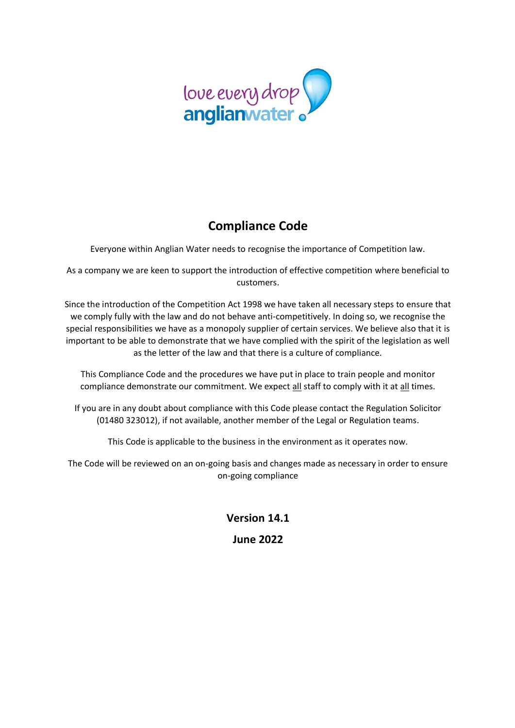love every drop
anglianwater

# Compliance Code

Everyone within Anglian Water needs to recognise the importance of Competition law.

As a company we are keen to support the introduction of effective competition where beneficial to customers.

Since the introduction of the Competition Act 1998 we have taken all necessary steps to ensure that we comply fully with the law and do not behave anti-competitively. In doing so, we recognise the special responsibilities we have as a monopoly supplier of certain services. We believe also that it is important to be able to demonstrate that we have complied with the spirit of the legislation as well as the letter of the law and that there is a culture of compliance.

This Compliance Code and the procedures we have put in place to train people and monitor compliance demonstrate our commitment. We expect all staff to comply with it at all times.

If you are in any doubt about compliance with this Code please contact the Regulation Solicitor (01480 323012), if not available, another member of the Legal or Regulation teams.

This Code is applicable to the business in the environment as it operates now.

The Code will be reviewed on an on-going basis and changes made as necessary in order to ensure on-going compliance

**Version 14.1**

**June 2022**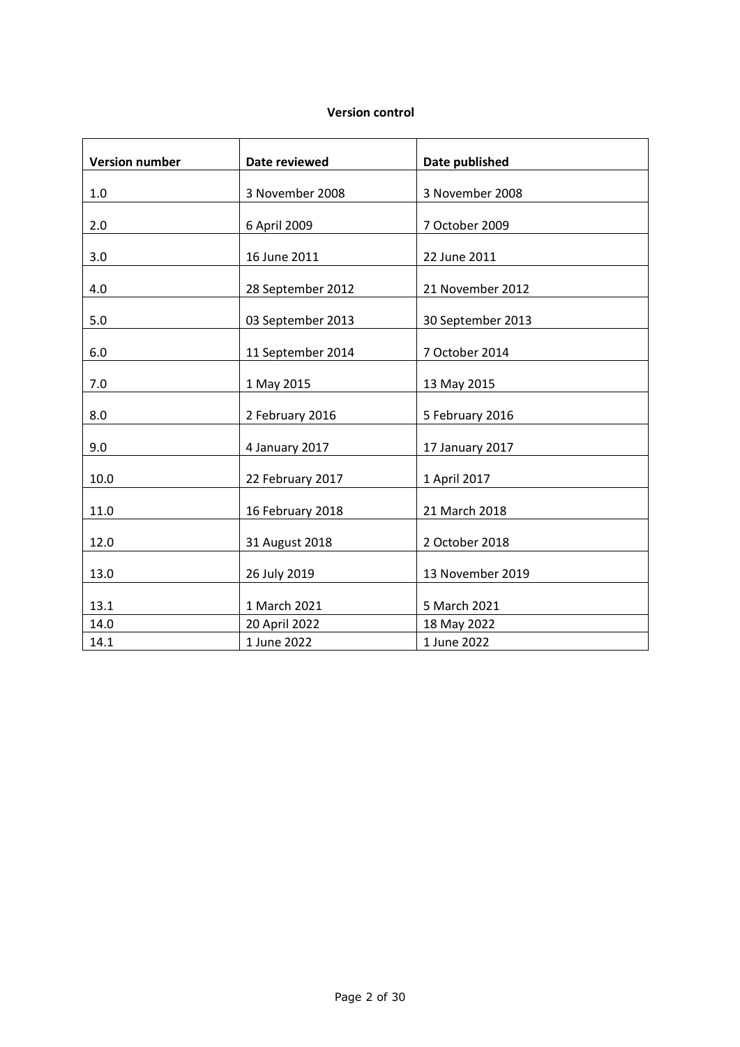**Version control**

| Version number | Date reviewed | Date published |
|---|---|---|
| 1.0 | 3 November 2008 | 3 November 2008 |
| 2.0 | 6 April 2009 | 7 October 2009 |
| 3.0 | 16 June 2011 | 22 June 2011 |
| 4.0 | 28 September 2012 | 21 November 2012 |
| 5.0 | 03 September 2013 | 30 September 2013 |
| 6.0 | 11 September 2014 | 7 October 2014 |
| 7.0 | 1 May 2015 | 13 May 2015 |
| 8.0 | 2 February 2016 | 5 February 2016 |
| 9.0 | 4 January 2017 | 17 January 2017 |
| 10.0 | 22 February 2017 | 1 April 2017 |
| 11.0 | 16 February 2018 | 21 March 2018 |
| 12.0 | 31 August 2018 | 2 October 2018 |
| 13.0 | 26 July 2019 | 13 November 2019 |
| 13.1 | 1 March 2021 | 5 March 2021 |
| 14.0 | 20 April 2022 | 18 May 2022 |
| 14.1 | 1 June 2022 | 1 June 2022 |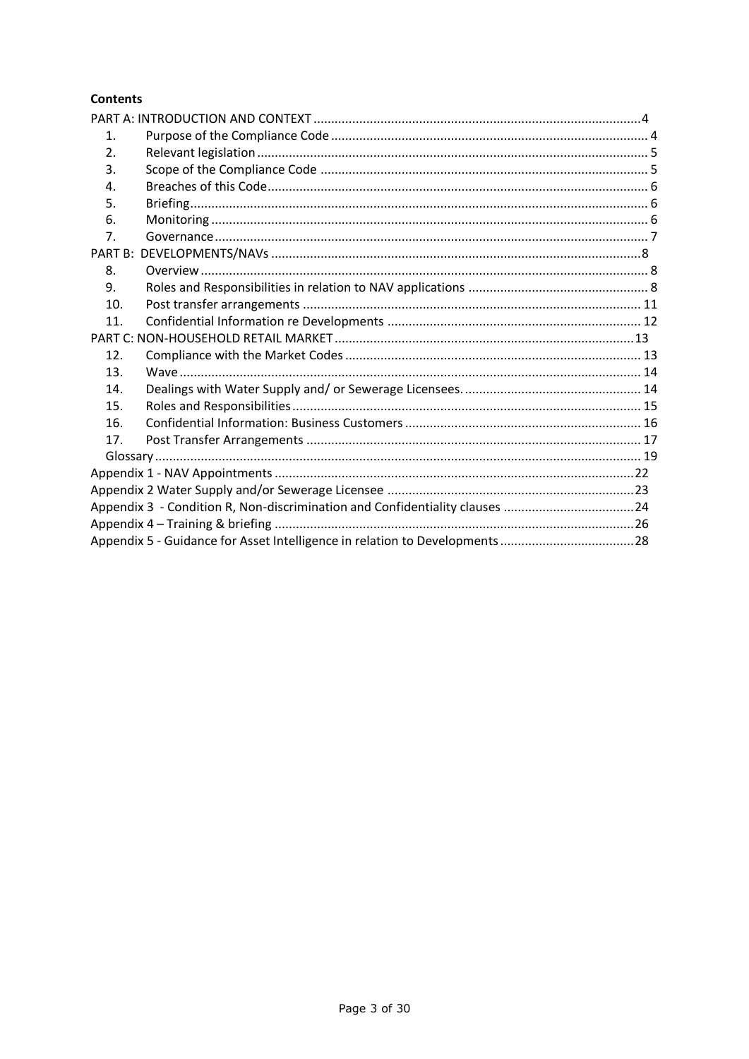**Contents**

PART A: INTRODUCTION AND CONTEXT ....................................................................................................4

1. Purpose of the Compliance Code ....................................................................................................... 4
2. Relevant legislation .............................................................................................................................. 5
3. Scope of the Compliance Code ........................................................................................................... 5
4. Breaches of this Code........................................................................................................................... 6
5. Briefing.................................................................................................................................................. 6
6. Monitoring ............................................................................................................................................ 6
7. Governance ........................................................................................................................................... 7

PART B: DEVELOPMENTS/NAVs ..........................................................................................................8

8. Overview ............................................................................................................................................... 8
9. Roles and Responsibilities in relation to NAV applications ................................................................... 8
10. Post transfer arrangements ............................................................................................................... 11
11. Confidential Information re Developments ...................................................................................... 12

PART C: NON-HOUSEHOLD RETAIL MARKET .....................................................................................13

12. Compliance with the Market Codes .................................................................................................. 13
13. Wave ................................................................................................................................................... 14
14. Dealings with Water Supply and/ or Sewerage Licensees. ................................................................ 14
15. Roles and Responsibilities .................................................................................................................. 15
16. Confidential Information: Business Customers ................................................................................. 16
17. Post Transfer Arrangements .............................................................................................................. 17

Glossary ..................................................................................................................................................... 19

Appendix 1 - NAV Appointments ..................................................................................................................22

Appendix 2 Water Supply and/or Sewerage Licensee .....................................................................................23

Appendix 3 - Condition R, Non-discrimination and Confidentiality clauses ....................................................24

Appendix 4 – Training & briefing ....................................................................................................................26

Appendix 5 - Guidance for Asset Intelligence in relation to Developments .....................................................28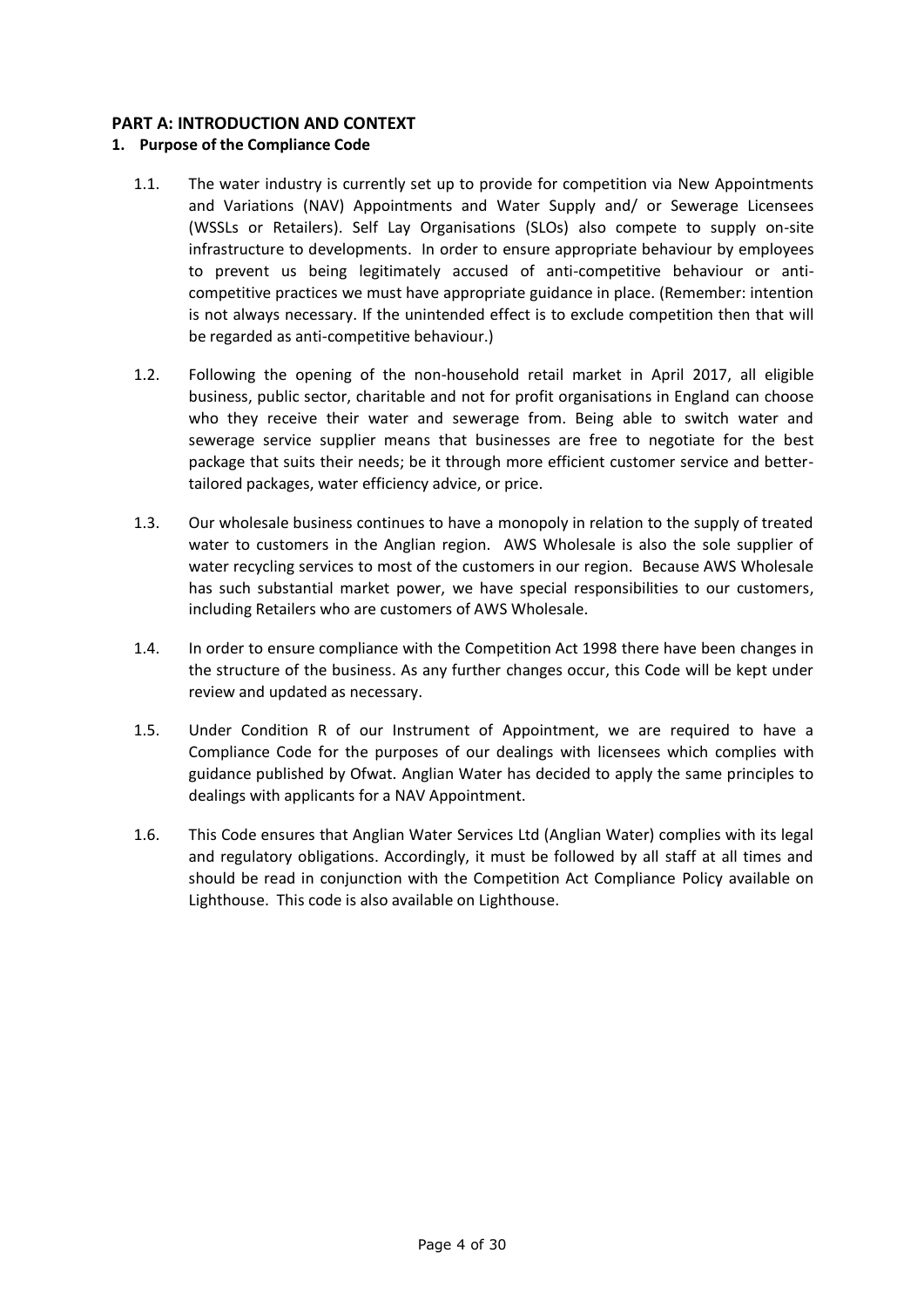## PART A: INTRODUCTION AND CONTEXT

### 1. Purpose of the Compliance Code

1.1. The water industry is currently set up to provide for competition via New Appointments and Variations (NAV) Appointments and Water Supply and/ or Sewerage Licensees (WSSLs or Retailers). Self Lay Organisations (SLOs) also compete to supply on-site infrastructure to developments. In order to ensure appropriate behaviour by employees to prevent us being legitimately accused of anti-competitive behaviour or anti-competitive practices we must have appropriate guidance in place. (Remember: intention is not always necessary. If the unintended effect is to exclude competition then that will be regarded as anti-competitive behaviour.)

1.2. Following the opening of the non-household retail market in April 2017, all eligible business, public sector, charitable and not for profit organisations in England can choose who they receive their water and sewerage from. Being able to switch water and sewerage service supplier means that businesses are free to negotiate for the best package that suits their needs; be it through more efficient customer service and better-tailored packages, water efficiency advice, or price.

1.3. Our wholesale business continues to have a monopoly in relation to the supply of treated water to customers in the Anglian region. AWS Wholesale is also the sole supplier of water recycling services to most of the customers in our region. Because AWS Wholesale has such substantial market power, we have special responsibilities to our customers, including Retailers who are customers of AWS Wholesale.

1.4. In order to ensure compliance with the Competition Act 1998 there have been changes in the structure of the business. As any further changes occur, this Code will be kept under review and updated as necessary.

1.5. Under Condition R of our Instrument of Appointment, we are required to have a Compliance Code for the purposes of our dealings with licensees which complies with guidance published by Ofwat. Anglian Water has decided to apply the same principles to dealings with applicants for a NAV Appointment.

1.6. This Code ensures that Anglian Water Services Ltd (Anglian Water) complies with its legal and regulatory obligations. Accordingly, it must be followed by all staff at all times and should be read in conjunction with the Competition Act Compliance Policy available on Lighthouse. This code is also available on Lighthouse.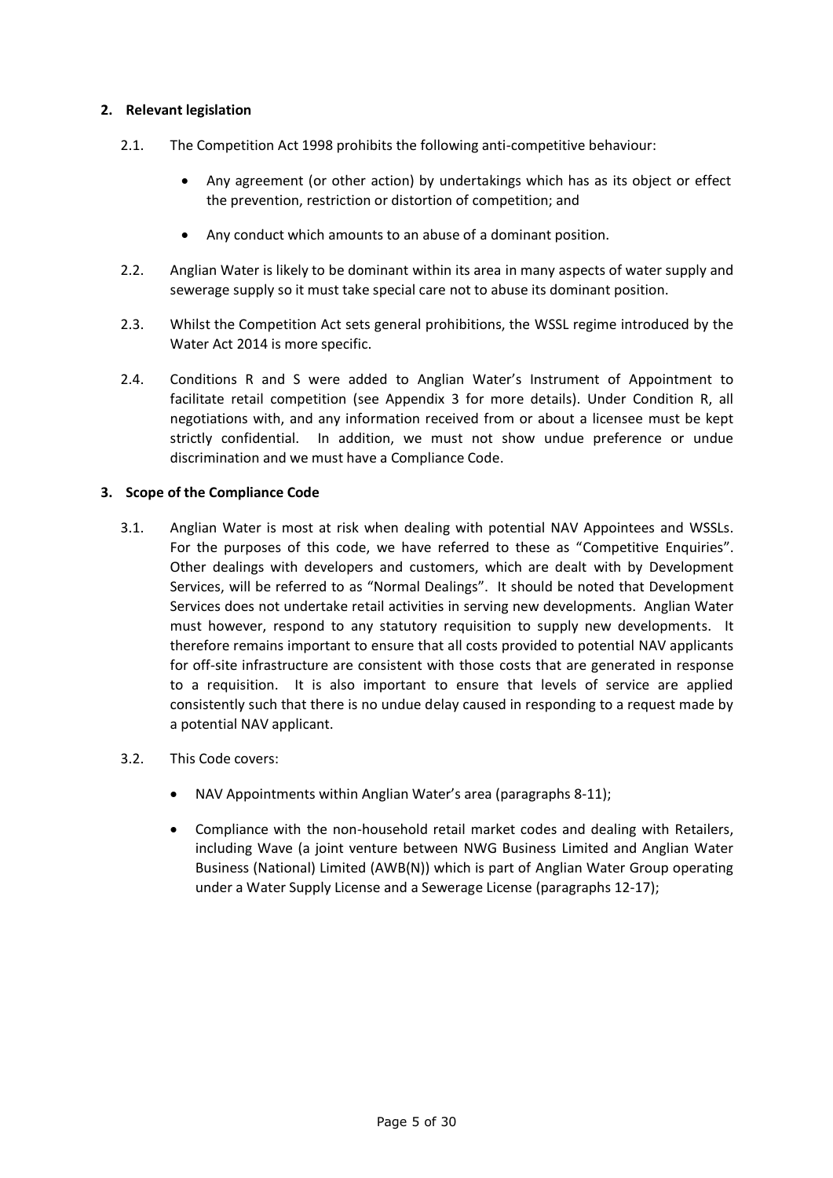## 2. Relevant legislation

2.1. The Competition Act 1998 prohibits the following anti-competitive behaviour:

- Any agreement (or other action) by undertakings which has as its object or effect the prevention, restriction or distortion of competition; and
- Any conduct which amounts to an abuse of a dominant position.

2.2. Anglian Water is likely to be dominant within its area in many aspects of water supply and sewerage supply so it must take special care not to abuse its dominant position.

2.3. Whilst the Competition Act sets general prohibitions, the WSSL regime introduced by the Water Act 2014 is more specific.

2.4. Conditions R and S were added to Anglian Water's Instrument of Appointment to facilitate retail competition (see Appendix 3 for more details). Under Condition R, all negotiations with, and any information received from or about a licensee must be kept strictly confidential. In addition, we must not show undue preference or undue discrimination and we must have a Compliance Code.

## 3. Scope of the Compliance Code

3.1. Anglian Water is most at risk when dealing with potential NAV Appointees and WSSLs. For the purposes of this code, we have referred to these as "Competitive Enquiries". Other dealings with developers and customers, which are dealt with by Development Services, will be referred to as "Normal Dealings". It should be noted that Development Services does not undertake retail activities in serving new developments. Anglian Water must however, respond to any statutory requisition to supply new developments. It therefore remains important to ensure that all costs provided to potential NAV applicants for off-site infrastructure are consistent with those costs that are generated in response to a requisition. It is also important to ensure that levels of service are applied consistently such that there is no undue delay caused in responding to a request made by a potential NAV applicant.

3.2. This Code covers:

- NAV Appointments within Anglian Water's area (paragraphs 8-11);
- Compliance with the non-household retail market codes and dealing with Retailers, including Wave (a joint venture between NWG Business Limited and Anglian Water Business (National) Limited (AWB(N)) which is part of Anglian Water Group operating under a Water Supply License and a Sewerage License (paragraphs 12-17);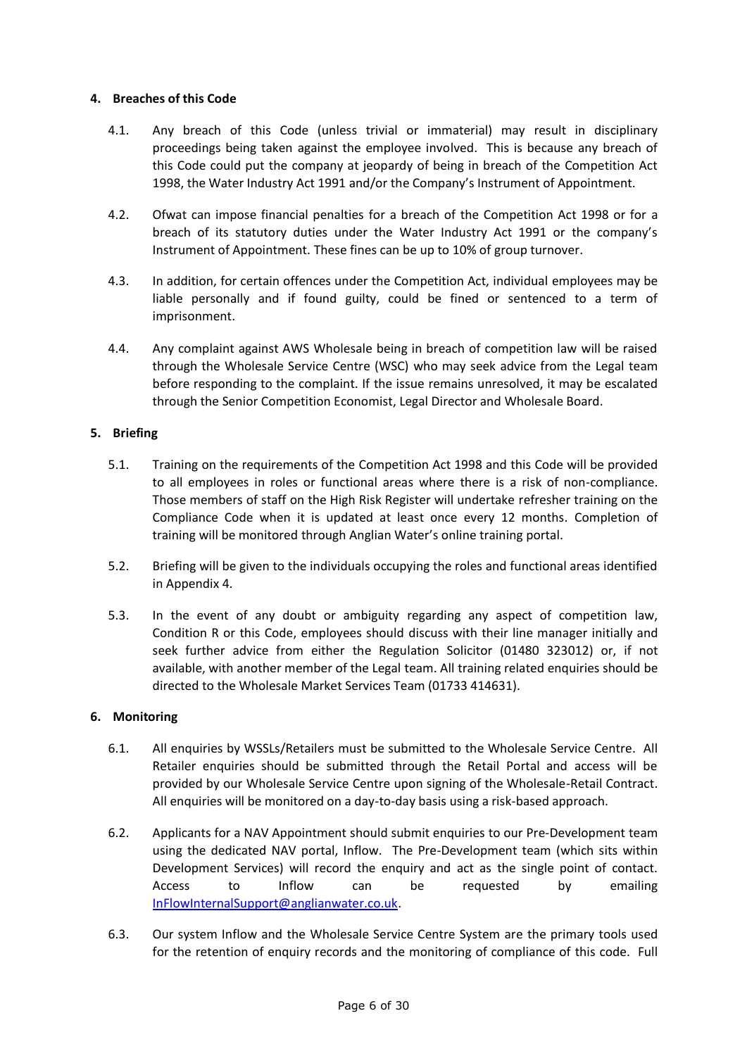## 4. Breaches of this Code

4.1. Any breach of this Code (unless trivial or immaterial) may result in disciplinary proceedings being taken against the employee involved. This is because any breach of this Code could put the company at jeopardy of being in breach of the Competition Act 1998, the Water Industry Act 1991 and/or the Company's Instrument of Appointment.

4.2. Ofwat can impose financial penalties for a breach of the Competition Act 1998 or for a breach of its statutory duties under the Water Industry Act 1991 or the company's Instrument of Appointment. These fines can be up to 10% of group turnover.

4.3. In addition, for certain offences under the Competition Act, individual employees may be liable personally and if found guilty, could be fined or sentenced to a term of imprisonment.

4.4. Any complaint against AWS Wholesale being in breach of competition law will be raised through the Wholesale Service Centre (WSC) who may seek advice from the Legal team before responding to the complaint. If the issue remains unresolved, it may be escalated through the Senior Competition Economist, Legal Director and Wholesale Board.

## 5. Briefing

5.1. Training on the requirements of the Competition Act 1998 and this Code will be provided to all employees in roles or functional areas where there is a risk of non-compliance. Those members of staff on the High Risk Register will undertake refresher training on the Compliance Code when it is updated at least once every 12 months. Completion of training will be monitored through Anglian Water's online training portal.

5.2. Briefing will be given to the individuals occupying the roles and functional areas identified in Appendix 4.

5.3. In the event of any doubt or ambiguity regarding any aspect of competition law, Condition R or this Code, employees should discuss with their line manager initially and seek further advice from either the Regulation Solicitor (01480 323012) or, if not available, with another member of the Legal team. All training related enquiries should be directed to the Wholesale Market Services Team (01733 414631).

## 6. Monitoring

6.1. All enquiries by WSSLs/Retailers must be submitted to the Wholesale Service Centre. All Retailer enquiries should be submitted through the Retail Portal and access will be provided by our Wholesale Service Centre upon signing of the Wholesale-Retail Contract. All enquiries will be monitored on a day-to-day basis using a risk-based approach.

6.2. Applicants for a NAV Appointment should submit enquiries to our Pre-Development team using the dedicated NAV portal, Inflow. The Pre-Development team (which sits within Development Services) will record the enquiry and act as the single point of contact. Access to Inflow can be requested by emailing InFlowInternalSupport@anglianwater.co.uk.

6.3. Our system Inflow and the Wholesale Service Centre System are the primary tools used for the retention of enquiry records and the monitoring of compliance of this code. Full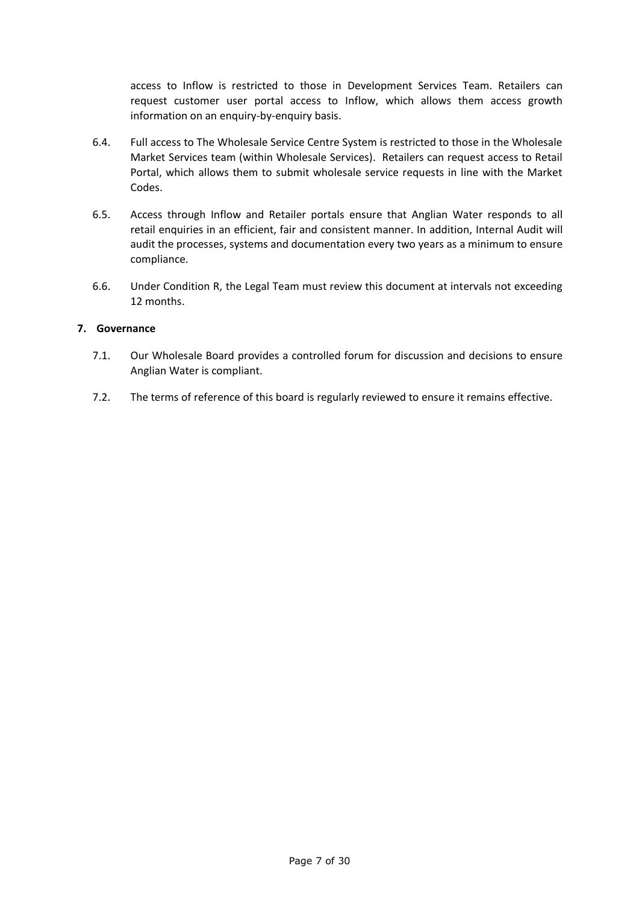access to Inflow is restricted to those in Development Services Team. Retailers can request customer user portal access to Inflow, which allows them access growth information on an enquiry-by-enquiry basis.

6.4. Full access to The Wholesale Service Centre System is restricted to those in the Wholesale Market Services team (within Wholesale Services). Retailers can request access to Retail Portal, which allows them to submit wholesale service requests in line with the Market Codes.

6.5. Access through Inflow and Retailer portals ensure that Anglian Water responds to all retail enquiries in an efficient, fair and consistent manner. In addition, Internal Audit will audit the processes, systems and documentation every two years as a minimum to ensure compliance.

6.6. Under Condition R, the Legal Team must review this document at intervals not exceeding 12 months.

## 7. Governance

7.1. Our Wholesale Board provides a controlled forum for discussion and decisions to ensure Anglian Water is compliant.

7.2. The terms of reference of this board is regularly reviewed to ensure it remains effective.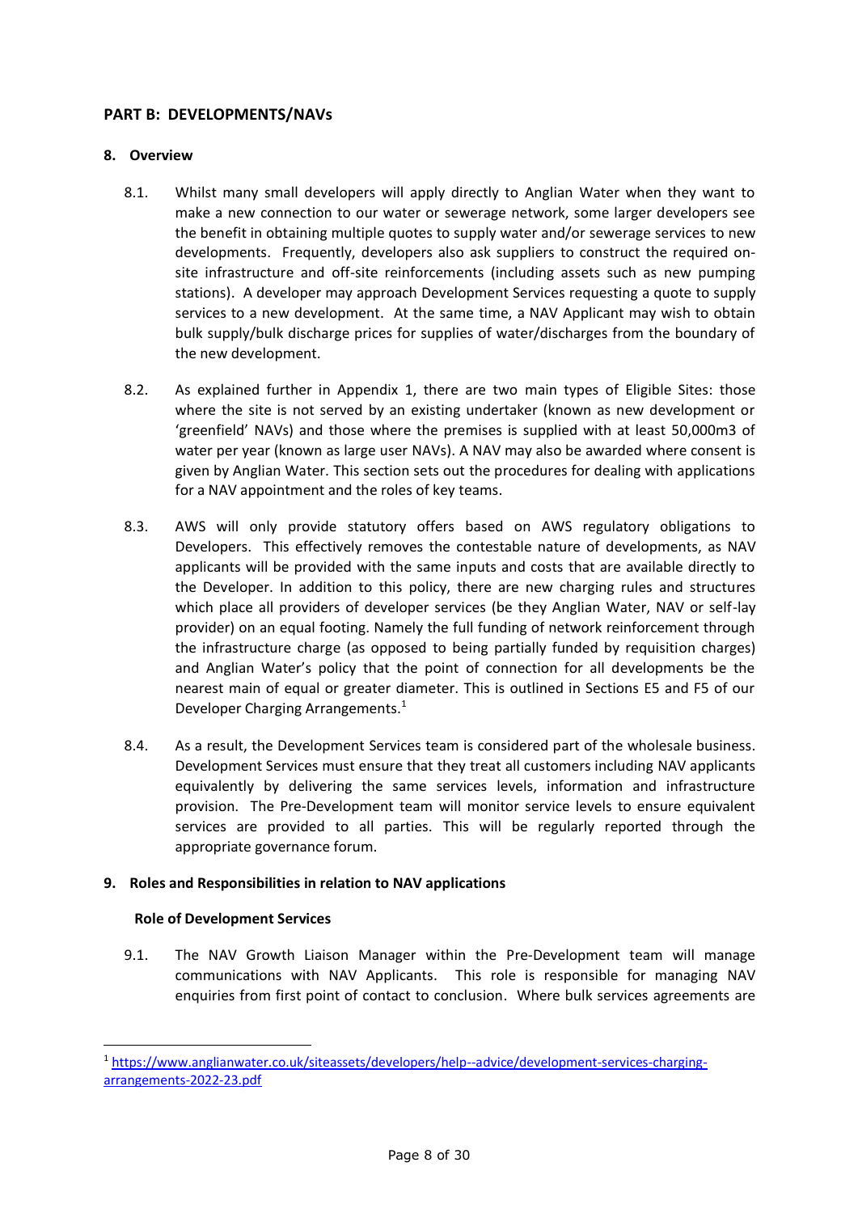## PART B: DEVELOPMENTS/NAVs

### 8. Overview

8.1. Whilst many small developers will apply directly to Anglian Water when they want to make a new connection to our water or sewerage network, some larger developers see the benefit in obtaining multiple quotes to supply water and/or sewerage services to new developments. Frequently, developers also ask suppliers to construct the required on-site infrastructure and off-site reinforcements (including assets such as new pumping stations). A developer may approach Development Services requesting a quote to supply services to a new development. At the same time, a NAV Applicant may wish to obtain bulk supply/bulk discharge prices for supplies of water/discharges from the boundary of the new development.

8.2. As explained further in Appendix 1, there are two main types of Eligible Sites: those where the site is not served by an existing undertaker (known as new development or 'greenfield' NAVs) and those where the premises is supplied with at least 50,000m3 of water per year (known as large user NAVs). A NAV may also be awarded where consent is given by Anglian Water. This section sets out the procedures for dealing with applications for a NAV appointment and the roles of key teams.

8.3. AWS will only provide statutory offers based on AWS regulatory obligations to Developers. This effectively removes the contestable nature of developments, as NAV applicants will be provided with the same inputs and costs that are available directly to the Developer. In addition to this policy, there are new charging rules and structures which place all providers of developer services (be they Anglian Water, NAV or self-lay provider) on an equal footing. Namely the full funding of network reinforcement through the infrastructure charge (as opposed to being partially funded by requisition charges) and Anglian Water's policy that the point of connection for all developments be the nearest main of equal or greater diameter. This is outlined in Sections E5 and F5 of our Developer Charging Arrangements.[1]

8.4. As a result, the Development Services team is considered part of the wholesale business. Development Services must ensure that they treat all customers including NAV applicants equivalently by delivering the same services levels, information and infrastructure provision. The Pre-Development team will monitor service levels to ensure equivalent services are provided to all parties. This will be regularly reported through the appropriate governance forum.

### 9. Roles and Responsibilities in relation to NAV applications

**Role of Development Services**

9.1. The NAV Growth Liaison Manager within the Pre-Development team will manage communications with NAV Applicants. This role is responsible for managing NAV enquiries from first point of contact to conclusion. Where bulk services agreements are

---

[1] https://www.anglianwater.co.uk/siteassets/developers/help--advice/development-services-charging-arrangements-2022-23.pdf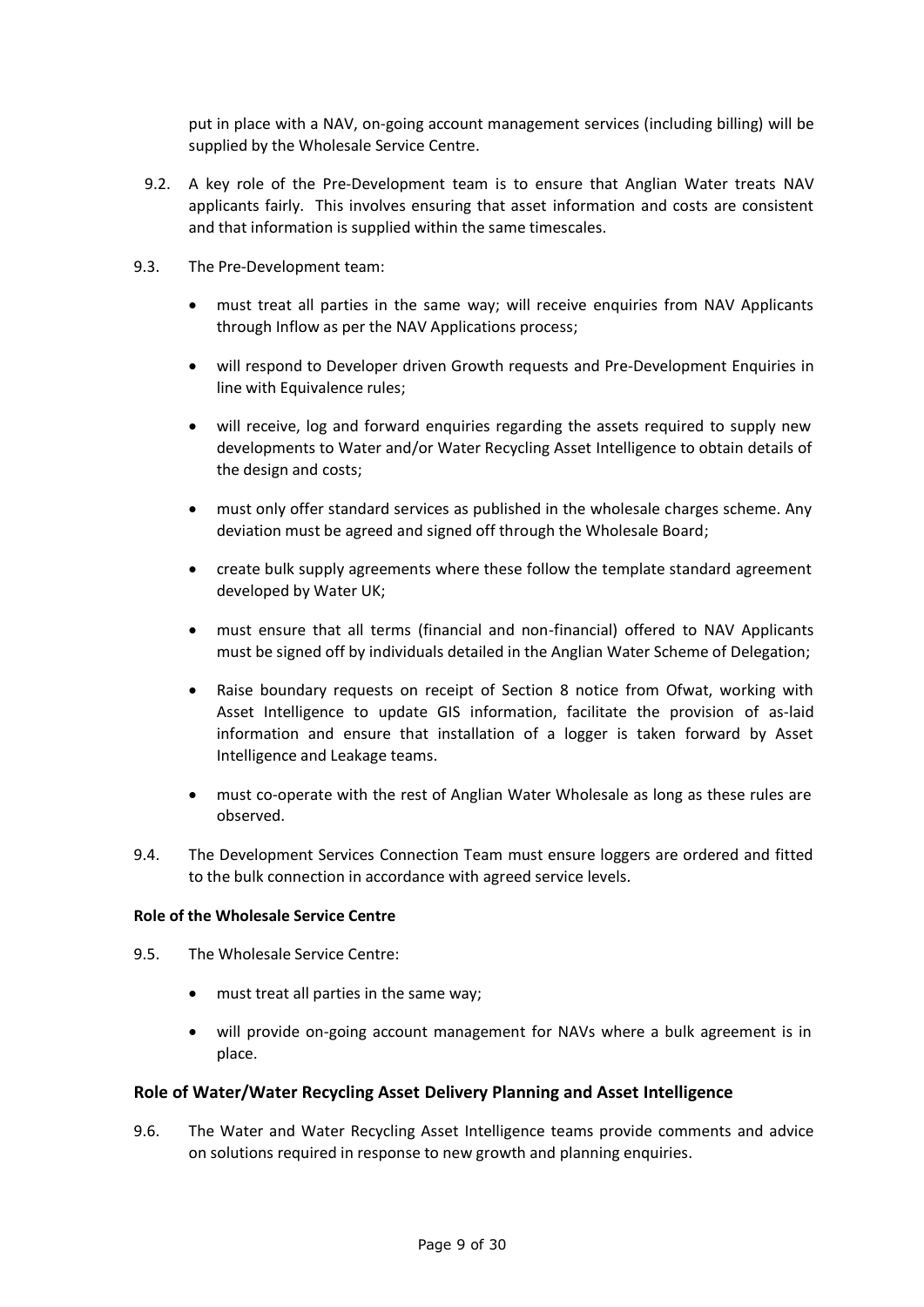put in place with a NAV, on-going account management services (including billing) will be supplied by the Wholesale Service Centre.

9.2. A key role of the Pre-Development team is to ensure that Anglian Water treats NAV applicants fairly. This involves ensuring that asset information and costs are consistent and that information is supplied within the same timescales.

9.3. The Pre-Development team:

- must treat all parties in the same way; will receive enquiries from NAV Applicants through Inflow as per the NAV Applications process;
- will respond to Developer driven Growth requests and Pre-Development Enquiries in line with Equivalence rules;
- will receive, log and forward enquiries regarding the assets required to supply new developments to Water and/or Water Recycling Asset Intelligence to obtain details of the design and costs;
- must only offer standard services as published in the wholesale charges scheme. Any deviation must be agreed and signed off through the Wholesale Board;
- create bulk supply agreements where these follow the template standard agreement developed by Water UK;
- must ensure that all terms (financial and non-financial) offered to NAV Applicants must be signed off by individuals detailed in the Anglian Water Scheme of Delegation;
- Raise boundary requests on receipt of Section 8 notice from Ofwat, working with Asset Intelligence to update GIS information, facilitate the provision of as-laid information and ensure that installation of a logger is taken forward by Asset Intelligence and Leakage teams.
- must co-operate with the rest of Anglian Water Wholesale as long as these rules are observed.

9.4. The Development Services Connection Team must ensure loggers are ordered and fitted to the bulk connection in accordance with agreed service levels.

**Role of the Wholesale Service Centre**

9.5. The Wholesale Service Centre:

- must treat all parties in the same way;
- will provide on-going account management for NAVs where a bulk agreement is in place.

### Role of Water/Water Recycling Asset Delivery Planning and Asset Intelligence

9.6. The Water and Water Recycling Asset Intelligence teams provide comments and advice on solutions required in response to new growth and planning enquiries.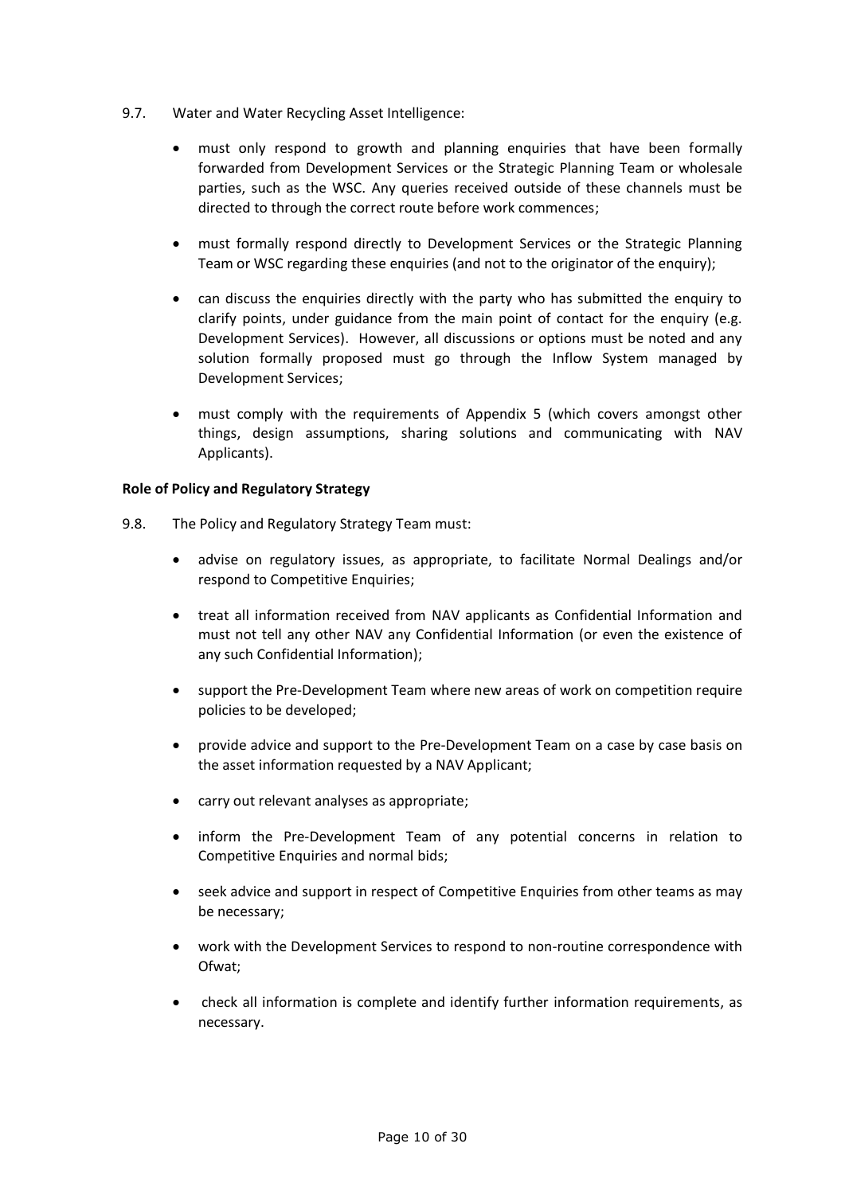9.7. Water and Water Recycling Asset Intelligence:

- must only respond to growth and planning enquiries that have been formally forwarded from Development Services or the Strategic Planning Team or wholesale parties, such as the WSC. Any queries received outside of these channels must be directed to through the correct route before work commences;

- must formally respond directly to Development Services or the Strategic Planning Team or WSC regarding these enquiries (and not to the originator of the enquiry);

- can discuss the enquiries directly with the party who has submitted the enquiry to clarify points, under guidance from the main point of contact for the enquiry (e.g. Development Services). However, all discussions or options must be noted and any solution formally proposed must go through the Inflow System managed by Development Services;

- must comply with the requirements of Appendix 5 (which covers amongst other things, design assumptions, sharing solutions and communicating with NAV Applicants).

**Role of Policy and Regulatory Strategy**

9.8. The Policy and Regulatory Strategy Team must:

- advise on regulatory issues, as appropriate, to facilitate Normal Dealings and/or respond to Competitive Enquiries;

- treat all information received from NAV applicants as Confidential Information and must not tell any other NAV any Confidential Information (or even the existence of any such Confidential Information);

- support the Pre-Development Team where new areas of work on competition require policies to be developed;

- provide advice and support to the Pre-Development Team on a case by case basis on the asset information requested by a NAV Applicant;

- carry out relevant analyses as appropriate;

- inform the Pre-Development Team of any potential concerns in relation to Competitive Enquiries and normal bids;

- seek advice and support in respect of Competitive Enquiries from other teams as may be necessary;

- work with the Development Services to respond to non-routine correspondence with Ofwat;

- check all information is complete and identify further information requirements, as necessary.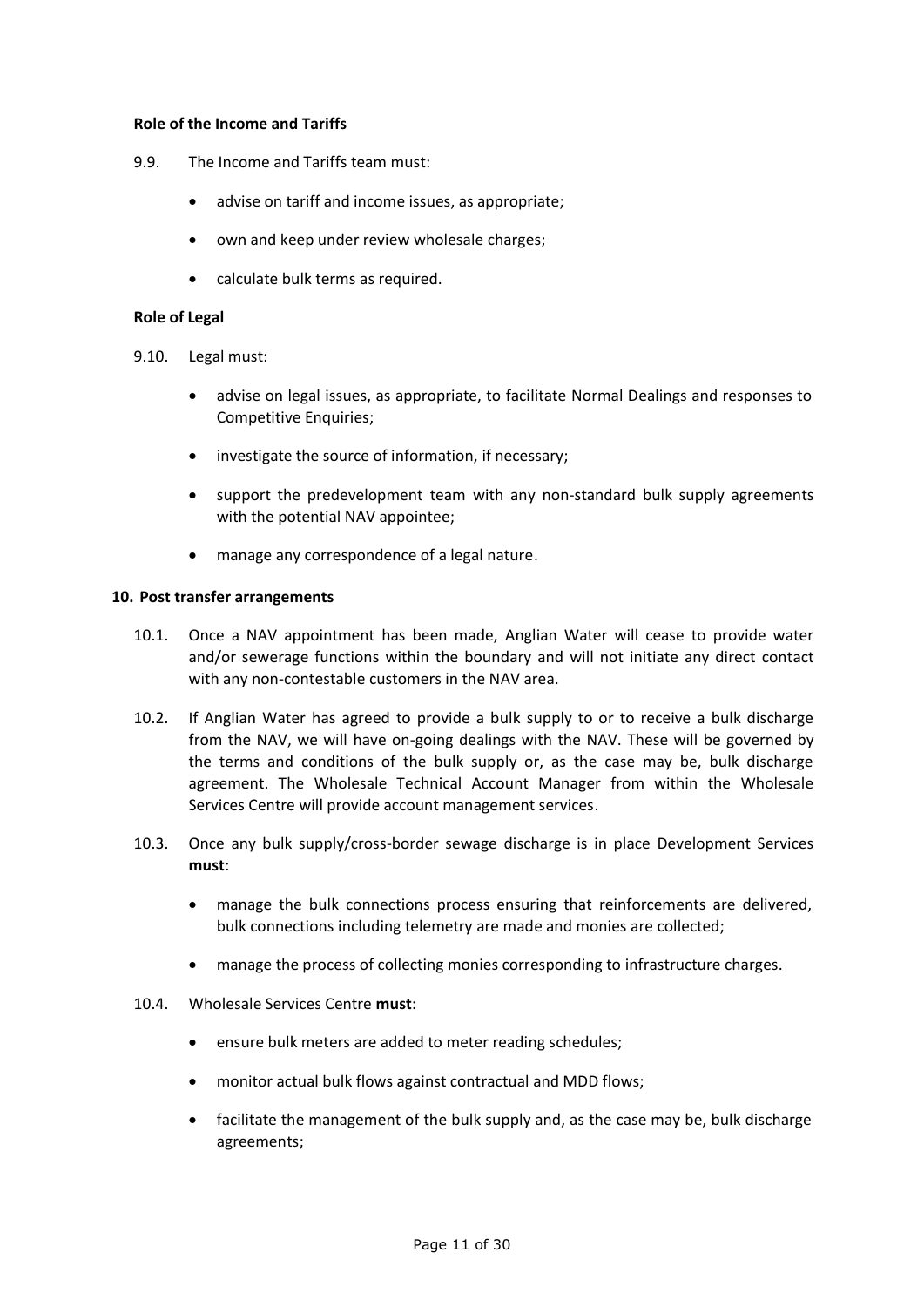**Role of the Income and Tariffs**

9.9. The Income and Tariffs team must:

- advise on tariff and income issues, as appropriate;
- own and keep under review wholesale charges;
- calculate bulk terms as required.

**Role of Legal**

9.10. Legal must:

- advise on legal issues, as appropriate, to facilitate Normal Dealings and responses to Competitive Enquiries;
- investigate the source of information, if necessary;
- support the predevelopment team with any non-standard bulk supply agreements with the potential NAV appointee;
- manage any correspondence of a legal nature.

## 10. Post transfer arrangements

10.1. Once a NAV appointment has been made, Anglian Water will cease to provide water and/or sewerage functions within the boundary and will not initiate any direct contact with any non-contestable customers in the NAV area.

10.2. If Anglian Water has agreed to provide a bulk supply to or to receive a bulk discharge from the NAV, we will have on-going dealings with the NAV. These will be governed by the terms and conditions of the bulk supply or, as the case may be, bulk discharge agreement. The Wholesale Technical Account Manager from within the Wholesale Services Centre will provide account management services.

10.3. Once any bulk supply/cross-border sewage discharge is in place Development Services **must**:

- manage the bulk connections process ensuring that reinforcements are delivered, bulk connections including telemetry are made and monies are collected;
- manage the process of collecting monies corresponding to infrastructure charges.

10.4. Wholesale Services Centre **must**:

- ensure bulk meters are added to meter reading schedules;
- monitor actual bulk flows against contractual and MDD flows;
- facilitate the management of the bulk supply and, as the case may be, bulk discharge agreements;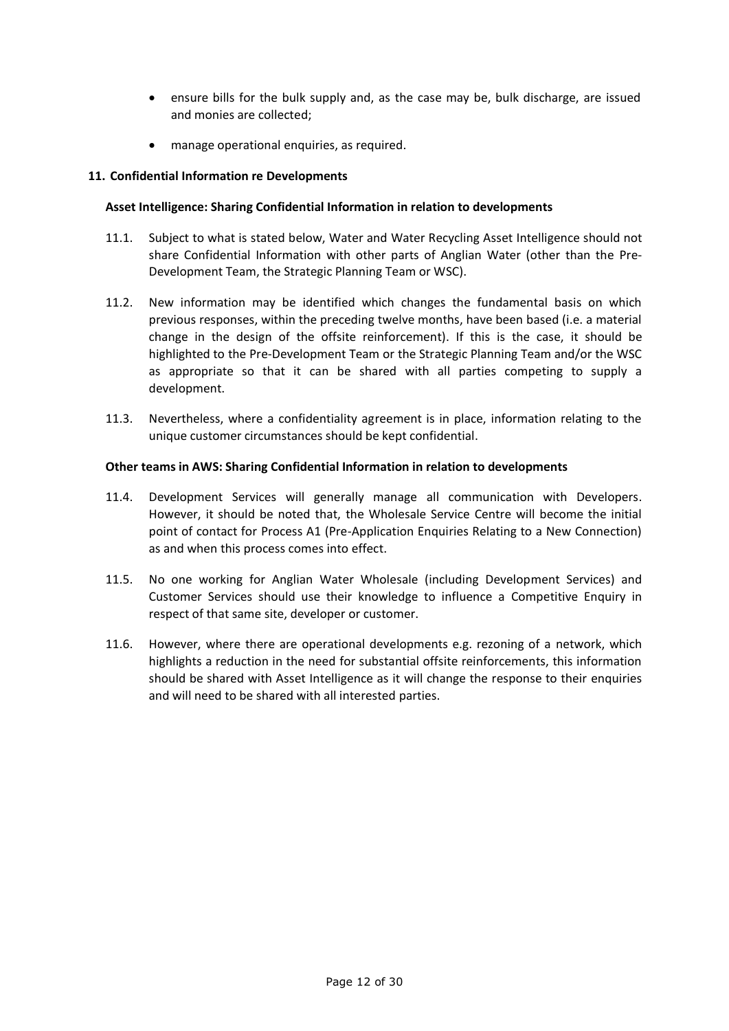- ensure bills for the bulk supply and, as the case may be, bulk discharge, are issued and monies are collected;
- manage operational enquiries, as required.

## 11. Confidential Information re Developments

### Asset Intelligence: Sharing Confidential Information in relation to developments

11.1. Subject to what is stated below, Water and Water Recycling Asset Intelligence should not share Confidential Information with other parts of Anglian Water (other than the Pre-Development Team, the Strategic Planning Team or WSC).

11.2. New information may be identified which changes the fundamental basis on which previous responses, within the preceding twelve months, have been based (i.e. a material change in the design of the offsite reinforcement). If this is the case, it should be highlighted to the Pre-Development Team or the Strategic Planning Team and/or the WSC as appropriate so that it can be shared with all parties competing to supply a development.

11.3. Nevertheless, where a confidentiality agreement is in place, information relating to the unique customer circumstances should be kept confidential.

### Other teams in AWS: Sharing Confidential Information in relation to developments

11.4. Development Services will generally manage all communication with Developers. However, it should be noted that, the Wholesale Service Centre will become the initial point of contact for Process A1 (Pre-Application Enquiries Relating to a New Connection) as and when this process comes into effect.

11.5. No one working for Anglian Water Wholesale (including Development Services) and Customer Services should use their knowledge to influence a Competitive Enquiry in respect of that same site, developer or customer.

11.6. However, where there are operational developments e.g. rezoning of a network, which highlights a reduction in the need for substantial offsite reinforcements, this information should be shared with Asset Intelligence as it will change the response to their enquiries and will need to be shared with all interested parties.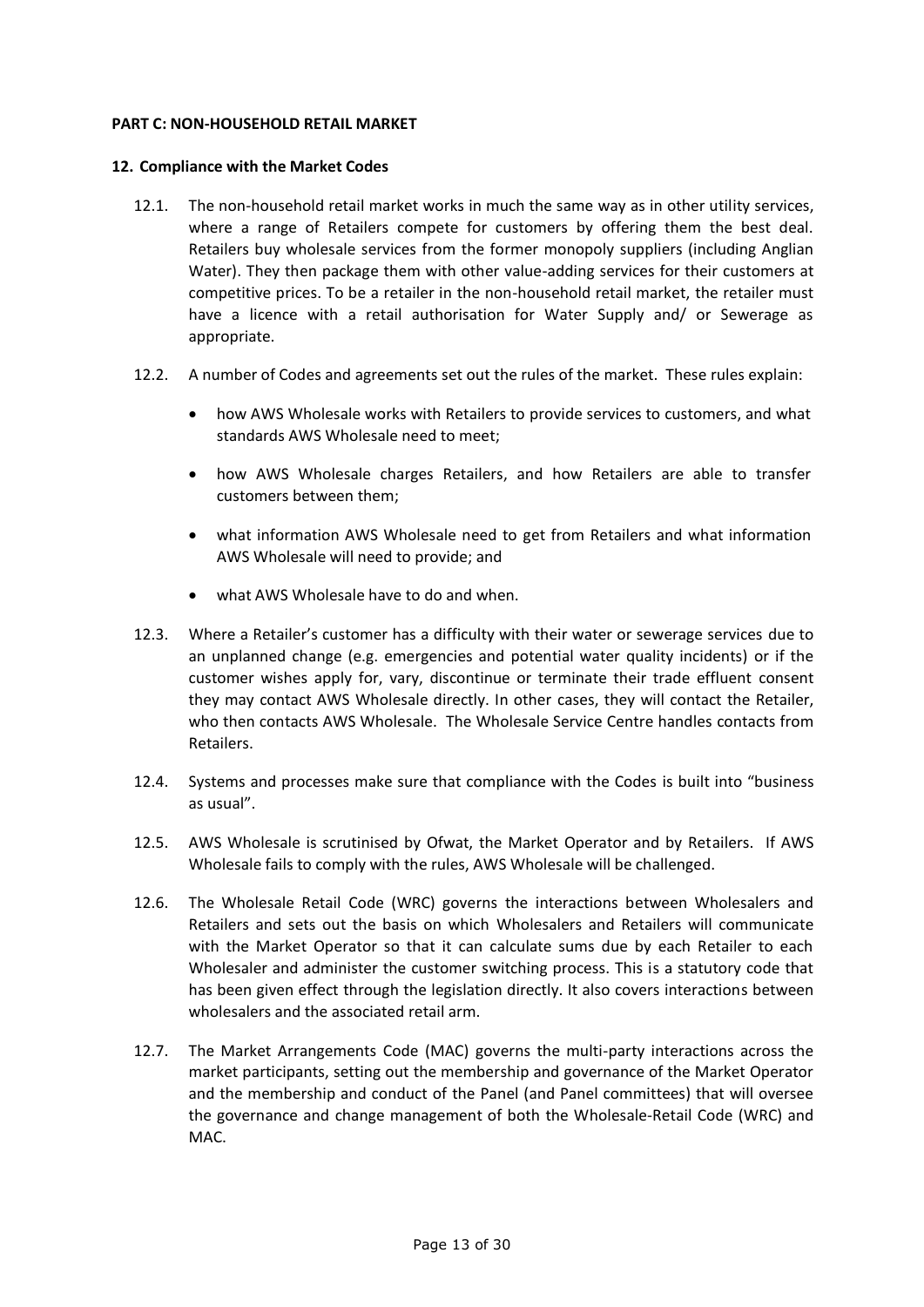**PART C: NON-HOUSEHOLD RETAIL MARKET**

**12. Compliance with the Market Codes**

12.1. The non-household retail market works in much the same way as in other utility services, where a range of Retailers compete for customers by offering them the best deal. Retailers buy wholesale services from the former monopoly suppliers (including Anglian Water). They then package them with other value-adding services for their customers at competitive prices. To be a retailer in the non-household retail market, the retailer must have a licence with a retail authorisation for Water Supply and/ or Sewerage as appropriate.

12.2. A number of Codes and agreements set out the rules of the market. These rules explain:

- how AWS Wholesale works with Retailers to provide services to customers, and what standards AWS Wholesale need to meet;
- how AWS Wholesale charges Retailers, and how Retailers are able to transfer customers between them;
- what information AWS Wholesale need to get from Retailers and what information AWS Wholesale will need to provide; and
- what AWS Wholesale have to do and when.

12.3. Where a Retailer's customer has a difficulty with their water or sewerage services due to an unplanned change (e.g. emergencies and potential water quality incidents) or if the customer wishes apply for, vary, discontinue or terminate their trade effluent consent they may contact AWS Wholesale directly. In other cases, they will contact the Retailer, who then contacts AWS Wholesale. The Wholesale Service Centre handles contacts from Retailers.

12.4. Systems and processes make sure that compliance with the Codes is built into "business as usual".

12.5. AWS Wholesale is scrutinised by Ofwat, the Market Operator and by Retailers. If AWS Wholesale fails to comply with the rules, AWS Wholesale will be challenged.

12.6. The Wholesale Retail Code (WRC) governs the interactions between Wholesalers and Retailers and sets out the basis on which Wholesalers and Retailers will communicate with the Market Operator so that it can calculate sums due by each Retailer to each Wholesaler and administer the customer switching process. This is a statutory code that has been given effect through the legislation directly. It also covers interactions between wholesalers and the associated retail arm.

12.7. The Market Arrangements Code (MAC) governs the multi-party interactions across the market participants, setting out the membership and governance of the Market Operator and the membership and conduct of the Panel (and Panel committees) that will oversee the governance and change management of both the Wholesale-Retail Code (WRC) and MAC.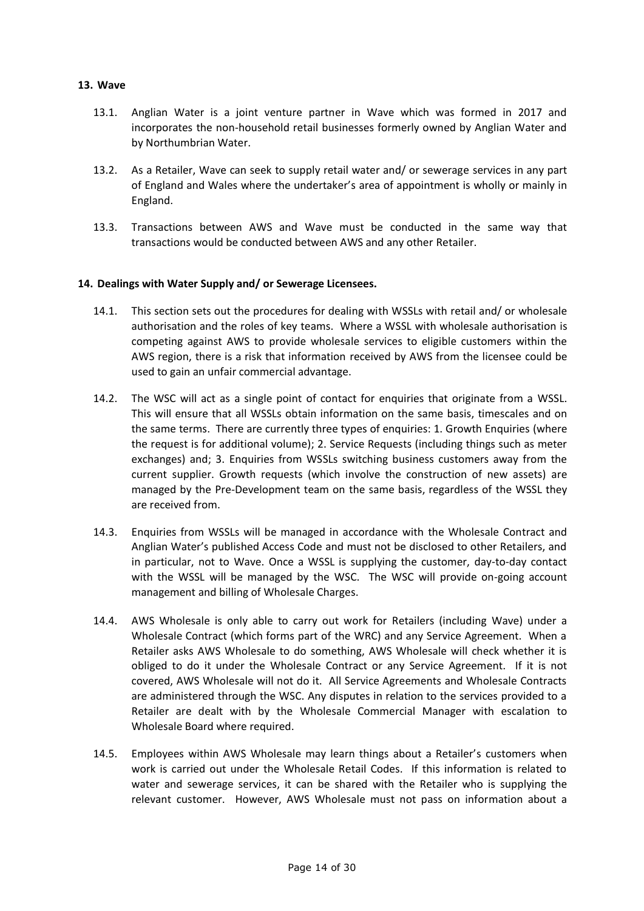## 13. Wave

13.1. Anglian Water is a joint venture partner in Wave which was formed in 2017 and incorporates the non-household retail businesses formerly owned by Anglian Water and by Northumbrian Water.

13.2. As a Retailer, Wave can seek to supply retail water and/ or sewerage services in any part of England and Wales where the undertaker's area of appointment is wholly or mainly in England.

13.3. Transactions between AWS and Wave must be conducted in the same way that transactions would be conducted between AWS and any other Retailer.

## 14. Dealings with Water Supply and/ or Sewerage Licensees.

14.1. This section sets out the procedures for dealing with WSSLs with retail and/ or wholesale authorisation and the roles of key teams. Where a WSSL with wholesale authorisation is competing against AWS to provide wholesale services to eligible customers within the AWS region, there is a risk that information received by AWS from the licensee could be used to gain an unfair commercial advantage.

14.2. The WSC will act as a single point of contact for enquiries that originate from a WSSL. This will ensure that all WSSLs obtain information on the same basis, timescales and on the same terms. There are currently three types of enquiries: 1. Growth Enquiries (where the request is for additional volume); 2. Service Requests (including things such as meter exchanges) and; 3. Enquiries from WSSLs switching business customers away from the current supplier. Growth requests (which involve the construction of new assets) are managed by the Pre-Development team on the same basis, regardless of the WSSL they are received from.

14.3. Enquiries from WSSLs will be managed in accordance with the Wholesale Contract and Anglian Water's published Access Code and must not be disclosed to other Retailers, and in particular, not to Wave. Once a WSSL is supplying the customer, day-to-day contact with the WSSL will be managed by the WSC. The WSC will provide on-going account management and billing of Wholesale Charges.

14.4. AWS Wholesale is only able to carry out work for Retailers (including Wave) under a Wholesale Contract (which forms part of the WRC) and any Service Agreement. When a Retailer asks AWS Wholesale to do something, AWS Wholesale will check whether it is obliged to do it under the Wholesale Contract or any Service Agreement. If it is not covered, AWS Wholesale will not do it. All Service Agreements and Wholesale Contracts are administered through the WSC. Any disputes in relation to the services provided to a Retailer are dealt with by the Wholesale Commercial Manager with escalation to Wholesale Board where required.

14.5. Employees within AWS Wholesale may learn things about a Retailer's customers when work is carried out under the Wholesale Retail Codes. If this information is related to water and sewerage services, it can be shared with the Retailer who is supplying the relevant customer. However, AWS Wholesale must not pass on information about a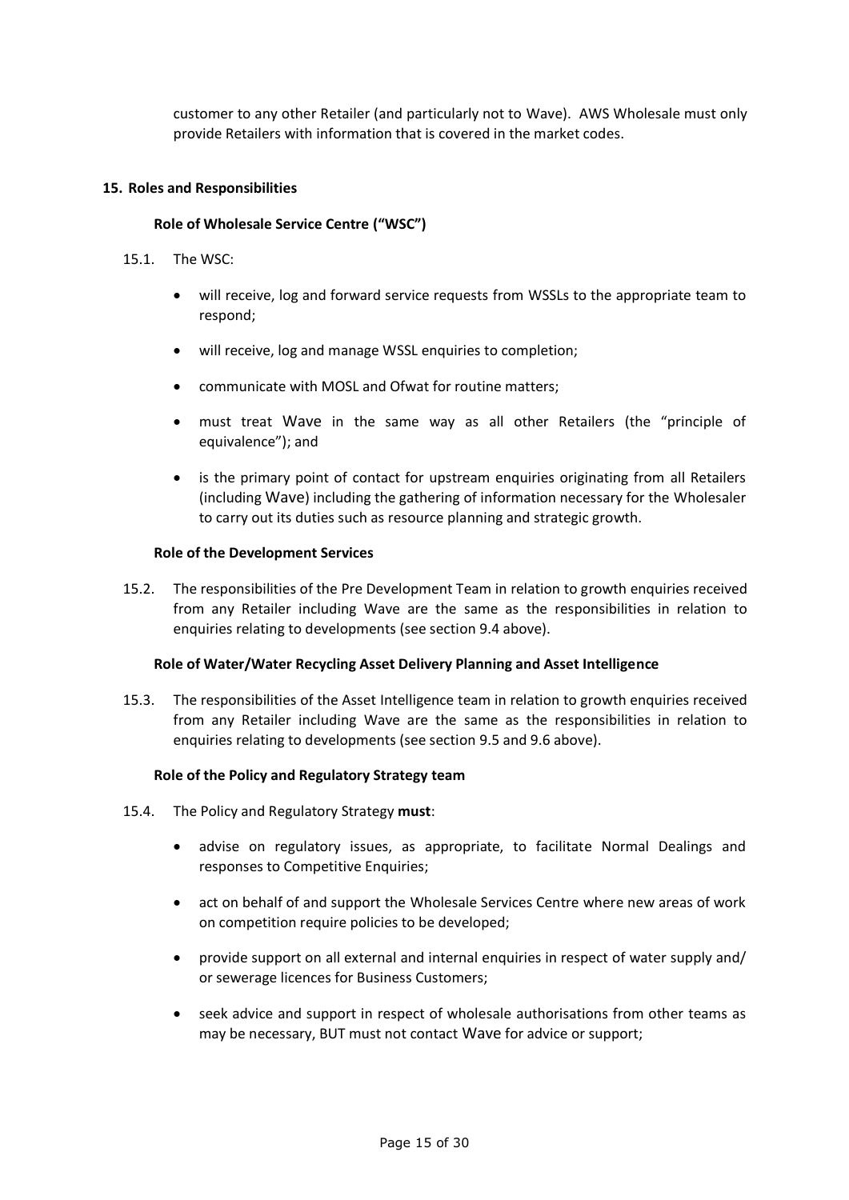customer to any other Retailer (and particularly not to Wave). AWS Wholesale must only provide Retailers with information that is covered in the market codes.

## 15. Roles and Responsibilities

### Role of Wholesale Service Centre ("WSC")

15.1. The WSC:

- will receive, log and forward service requests from WSSLs to the appropriate team to respond;
- will receive, log and manage WSSL enquiries to completion;
- communicate with MOSL and Ofwat for routine matters;
- must treat Wave in the same way as all other Retailers (the "principle of equivalence"); and
- is the primary point of contact for upstream enquiries originating from all Retailers (including Wave) including the gathering of information necessary for the Wholesaler to carry out its duties such as resource planning and strategic growth.

### Role of the Development Services

15.2. The responsibilities of the Pre Development Team in relation to growth enquiries received from any Retailer including Wave are the same as the responsibilities in relation to enquiries relating to developments (see section 9.4 above).

### Role of Water/Water Recycling Asset Delivery Planning and Asset Intelligence

15.3. The responsibilities of the Asset Intelligence team in relation to growth enquiries received from any Retailer including Wave are the same as the responsibilities in relation to enquiries relating to developments (see section 9.5 and 9.6 above).

### Role of the Policy and Regulatory Strategy team

15.4. The Policy and Regulatory Strategy **must**:

- advise on regulatory issues, as appropriate, to facilitate Normal Dealings and responses to Competitive Enquiries;
- act on behalf of and support the Wholesale Services Centre where new areas of work on competition require policies to be developed;
- provide support on all external and internal enquiries in respect of water supply and/ or sewerage licences for Business Customers;
- seek advice and support in respect of wholesale authorisations from other teams as may be necessary, BUT must not contact Wave for advice or support;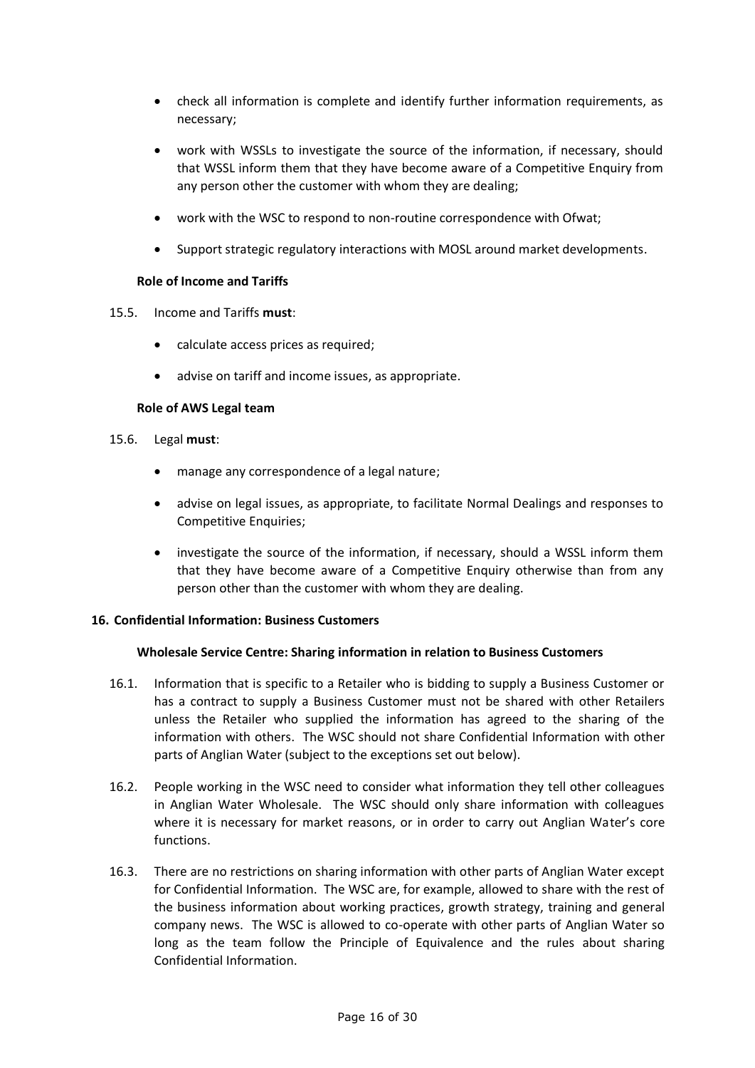- check all information is complete and identify further information requirements, as necessary;
- work with WSSLs to investigate the source of the information, if necessary, should that WSSL inform them that they have become aware of a Competitive Enquiry from any person other the customer with whom they are dealing;
- work with the WSC to respond to non-routine correspondence with Ofwat;
- Support strategic regulatory interactions with MOSL around market developments.

**Role of Income and Tariffs**

15.5. Income and Tariffs **must**:

- calculate access prices as required;
- advise on tariff and income issues, as appropriate.

**Role of AWS Legal team**

15.6. Legal **must**:

- manage any correspondence of a legal nature;
- advise on legal issues, as appropriate, to facilitate Normal Dealings and responses to Competitive Enquiries;
- investigate the source of the information, if necessary, should a WSSL inform them that they have become aware of a Competitive Enquiry otherwise than from any person other than the customer with whom they are dealing.

## 16. Confidential Information: Business Customers

**Wholesale Service Centre: Sharing information in relation to Business Customers**

16.1. Information that is specific to a Retailer who is bidding to supply a Business Customer or has a contract to supply a Business Customer must not be shared with other Retailers unless the Retailer who supplied the information has agreed to the sharing of the information with others. The WSC should not share Confidential Information with other parts of Anglian Water (subject to the exceptions set out below).

16.2. People working in the WSC need to consider what information they tell other colleagues in Anglian Water Wholesale. The WSC should only share information with colleagues where it is necessary for market reasons, or in order to carry out Anglian Water's core functions.

16.3. There are no restrictions on sharing information with other parts of Anglian Water except for Confidential Information. The WSC are, for example, allowed to share with the rest of the business information about working practices, growth strategy, training and general company news. The WSC is allowed to co-operate with other parts of Anglian Water so long as the team follow the Principle of Equivalence and the rules about sharing Confidential Information.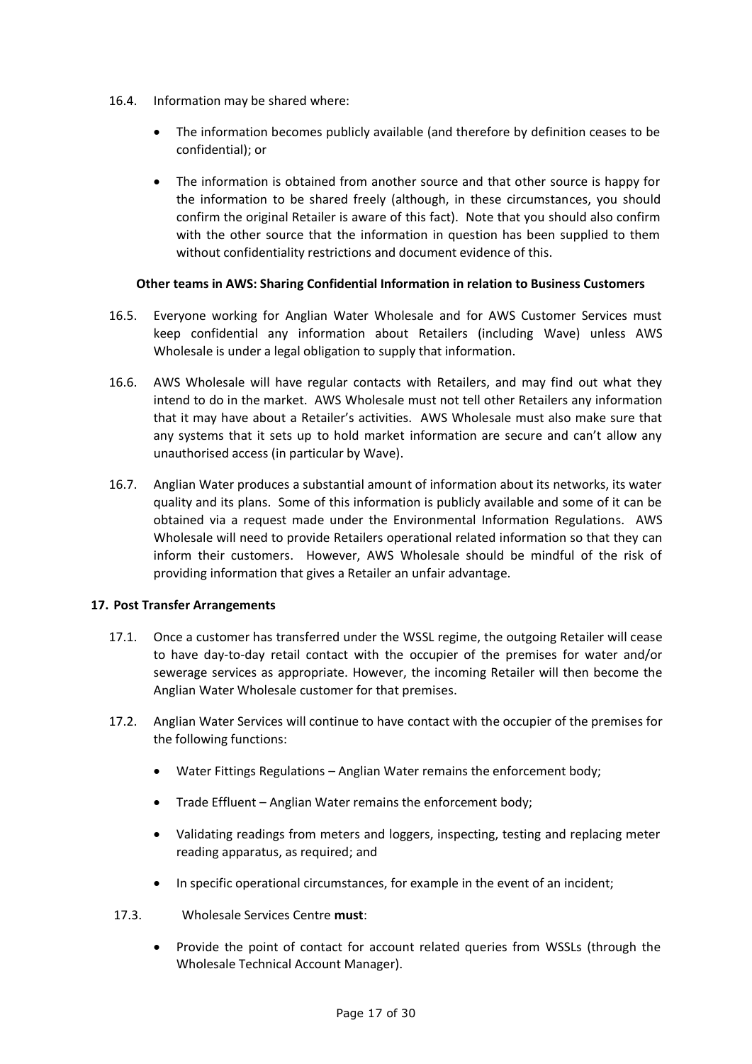16.4. Information may be shared where:

- The information becomes publicly available (and therefore by definition ceases to be confidential); or
- The information is obtained from another source and that other source is happy for the information to be shared freely (although, in these circumstances, you should confirm the original Retailer is aware of this fact). Note that you should also confirm with the other source that the information in question has been supplied to them without confidentiality restrictions and document evidence of this.

**Other teams in AWS: Sharing Confidential Information in relation to Business Customers**

16.5. Everyone working for Anglian Water Wholesale and for AWS Customer Services must keep confidential any information about Retailers (including Wave) unless AWS Wholesale is under a legal obligation to supply that information.

16.6. AWS Wholesale will have regular contacts with Retailers, and may find out what they intend to do in the market. AWS Wholesale must not tell other Retailers any information that it may have about a Retailer's activities. AWS Wholesale must also make sure that any systems that it sets up to hold market information are secure and can't allow any unauthorised access (in particular by Wave).

16.7. Anglian Water produces a substantial amount of information about its networks, its water quality and its plans. Some of this information is publicly available and some of it can be obtained via a request made under the Environmental Information Regulations. AWS Wholesale will need to provide Retailers operational related information so that they can inform their customers. However, AWS Wholesale should be mindful of the risk of providing information that gives a Retailer an unfair advantage.

## 17. Post Transfer Arrangements

17.1. Once a customer has transferred under the WSSL regime, the outgoing Retailer will cease to have day-to-day retail contact with the occupier of the premises for water and/or sewerage services as appropriate. However, the incoming Retailer will then become the Anglian Water Wholesale customer for that premises.

17.2. Anglian Water Services will continue to have contact with the occupier of the premises for the following functions:

- Water Fittings Regulations – Anglian Water remains the enforcement body;
- Trade Effluent – Anglian Water remains the enforcement body;
- Validating readings from meters and loggers, inspecting, testing and replacing meter reading apparatus, as required; and
- In specific operational circumstances, for example in the event of an incident;

17.3. Wholesale Services Centre **must**:

- Provide the point of contact for account related queries from WSSLs (through the Wholesale Technical Account Manager).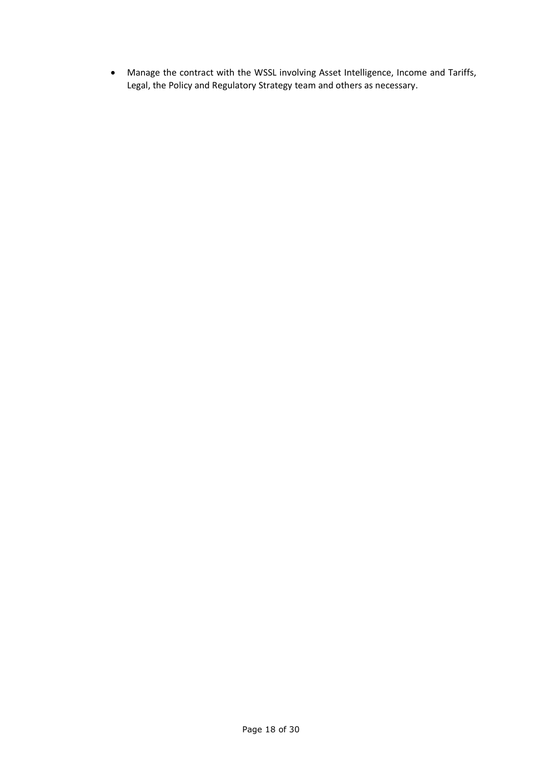- Manage the contract with the WSSL involving Asset Intelligence, Income and Tariffs, Legal, the Policy and Regulatory Strategy team and others as necessary.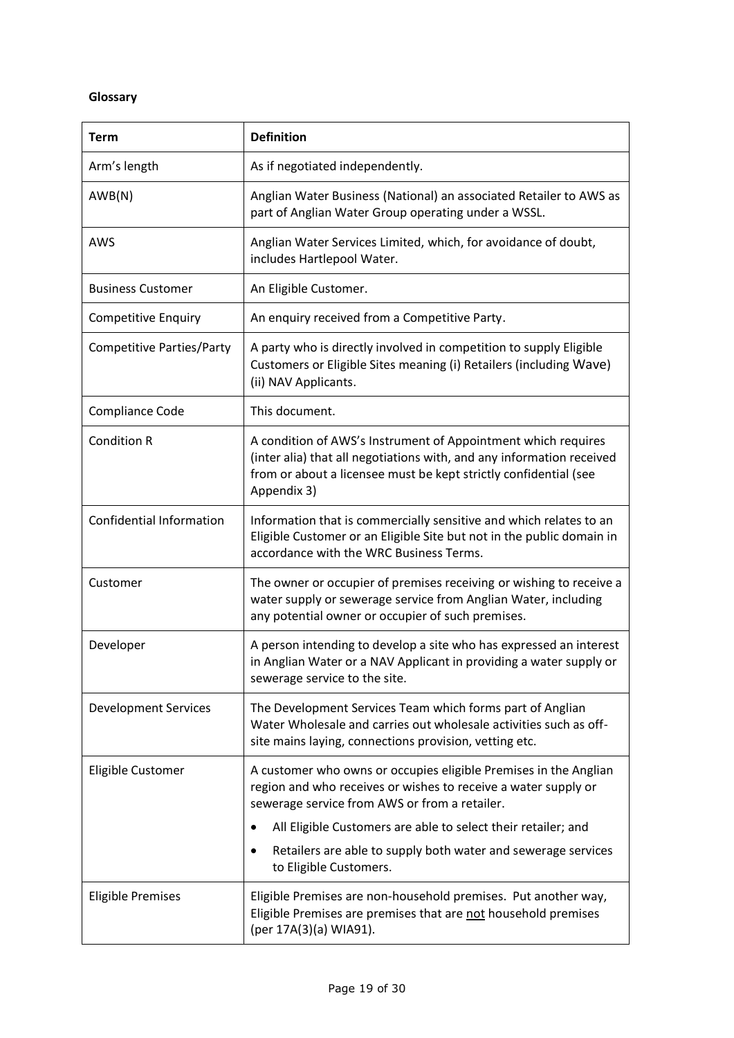**Glossary**

| Term | Definition |
|---|---|
| Arm's length | As if negotiated independently. |
| AWB(N) | Anglian Water Business (National) an associated Retailer to AWS as part of Anglian Water Group operating under a WSSL. |
| AWS | Anglian Water Services Limited, which, for avoidance of doubt, includes Hartlepool Water. |
| Business Customer | An Eligible Customer. |
| Competitive Enquiry | An enquiry received from a Competitive Party. |
| Competitive Parties/Party | A party who is directly involved in competition to supply Eligible Customers or Eligible Sites meaning (i) Retailers (including Wave) (ii) NAV Applicants. |
| Compliance Code | This document. |
| Condition R | A condition of AWS's Instrument of Appointment which requires (inter alia) that all negotiations with, and any information received from or about a licensee must be kept strictly confidential (see Appendix 3) |
| Confidential Information | Information that is commercially sensitive and which relates to an Eligible Customer or an Eligible Site but not in the public domain in accordance with the WRC Business Terms. |
| Customer | The owner or occupier of premises receiving or wishing to receive a water supply or sewerage service from Anglian Water, including any potential owner or occupier of such premises. |
| Developer | A person intending to develop a site who has expressed an interest in Anglian Water or a NAV Applicant in providing a water supply or sewerage service to the site. |
| Development Services | The Development Services Team which forms part of Anglian Water Wholesale and carries out wholesale activities such as off-site mains laying, connections provision, vetting etc. |
| Eligible Customer | A customer who owns or occupies eligible Premises in the Anglian region and who receives or wishes to receive a water supply or sewerage service from AWS or from a retailer.<br>• All Eligible Customers are able to select their retailer; and<br>• Retailers are able to supply both water and sewerage services to Eligible Customers. |
| Eligible Premises | Eligible Premises are non-household premises. Put another way, Eligible Premises are premises that are not household premises (per 17A(3)(a) WIA91). |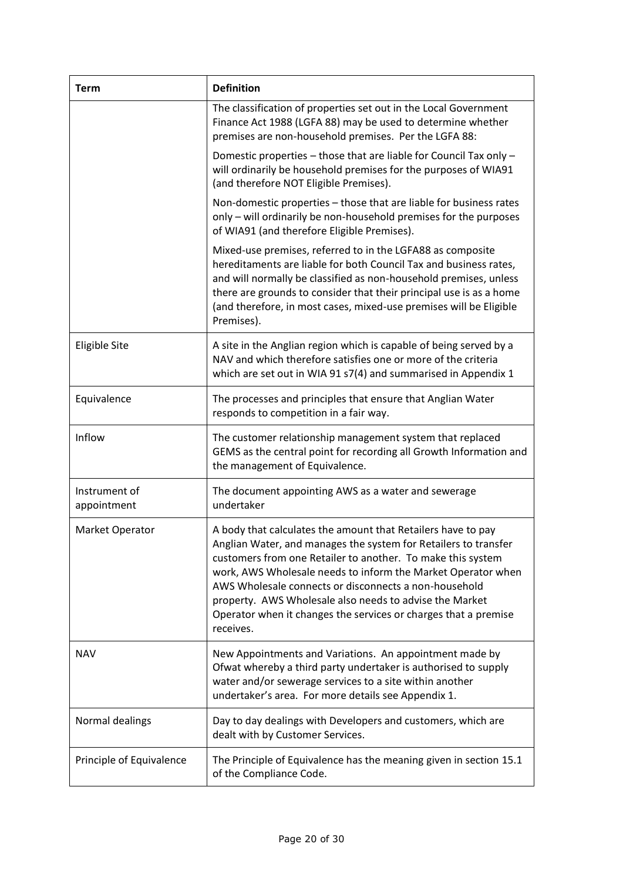| Term | Definition |
|---|---|
| | The classification of properties set out in the Local Government Finance Act 1988 (LGFA 88) may be used to determine whether premises are non-household premises. Per the LGFA 88:<br><br>Domestic properties – those that are liable for Council Tax only – will ordinarily be household premises for the purposes of WIA91 (and therefore NOT Eligible Premises).<br><br>Non-domestic properties – those that are liable for business rates only – will ordinarily be non-household premises for the purposes of WIA91 (and therefore Eligible Premises).<br><br>Mixed-use premises, referred to in the LGFA88 as composite hereditaments are liable for both Council Tax and business rates, and will normally be classified as non-household premises, unless there are grounds to consider that their principal use is as a home (and therefore, in most cases, mixed-use premises will be Eligible Premises). |
| Eligible Site | A site in the Anglian region which is capable of being served by a NAV and which therefore satisfies one or more of the criteria which are set out in WIA 91 s7(4) and summarised in Appendix 1 |
| Equivalence | The processes and principles that ensure that Anglian Water responds to competition in a fair way. |
| Inflow | The customer relationship management system that replaced GEMS as the central point for recording all Growth Information and the management of Equivalence. |
| Instrument of appointment | The document appointing AWS as a water and sewerage undertaker |
| Market Operator | A body that calculates the amount that Retailers have to pay Anglian Water, and manages the system for Retailers to transfer customers from one Retailer to another. To make this system work, AWS Wholesale needs to inform the Market Operator when AWS Wholesale connects or disconnects a non-household property. AWS Wholesale also needs to advise the Market Operator when it changes the services or charges that a premise receives. |
| NAV | New Appointments and Variations. An appointment made by Ofwat whereby a third party undertaker is authorised to supply water and/or sewerage services to a site within another undertaker's area. For more details see Appendix 1. |
| Normal dealings | Day to day dealings with Developers and customers, which are dealt with by Customer Services. |
| Principle of Equivalence | The Principle of Equivalence has the meaning given in section 15.1 of the Compliance Code. |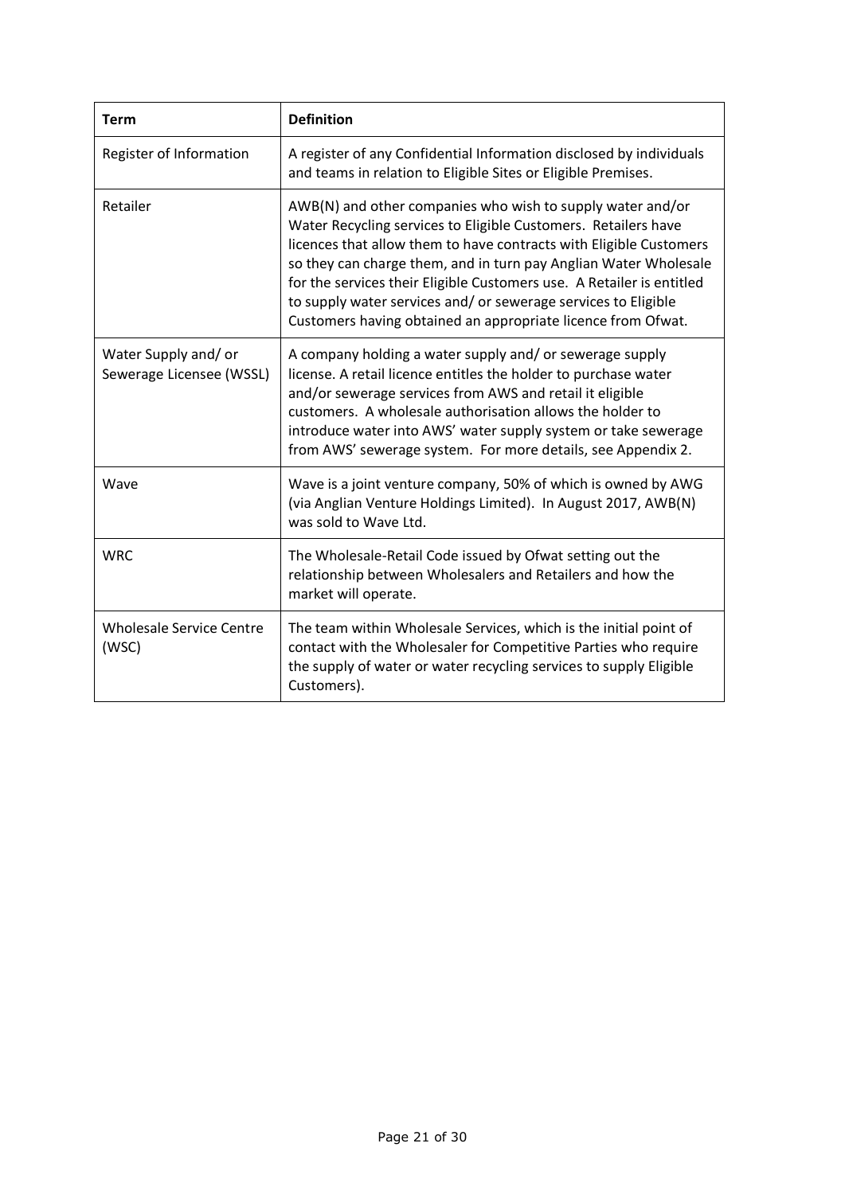| Term | Definition |
| --- | --- |
| Register of Information | A register of any Confidential Information disclosed by individuals and teams in relation to Eligible Sites or Eligible Premises. |
| Retailer | AWB(N) and other companies who wish to supply water and/or Water Recycling services to Eligible Customers. Retailers have licences that allow them to have contracts with Eligible Customers so they can charge them, and in turn pay Anglian Water Wholesale for the services their Eligible Customers use. A Retailer is entitled to supply water services and/ or sewerage services to Eligible Customers having obtained an appropriate licence from Ofwat. |
| Water Supply and/ or Sewerage Licensee (WSSL) | A company holding a water supply and/ or sewerage supply license. A retail licence entitles the holder to purchase water and/or sewerage services from AWS and retail it eligible customers. A wholesale authorisation allows the holder to introduce water into AWS' water supply system or take sewerage from AWS' sewerage system. For more details, see Appendix 2. |
| Wave | Wave is a joint venture company, 50% of which is owned by AWG (via Anglian Venture Holdings Limited). In August 2017, AWB(N) was sold to Wave Ltd. |
| WRC | The Wholesale-Retail Code issued by Ofwat setting out the relationship between Wholesalers and Retailers and how the market will operate. |
| Wholesale Service Centre (WSC) | The team within Wholesale Services, which is the initial point of contact with the Wholesaler for Competitive Parties who require the supply of water or water recycling services to supply Eligible Customers). |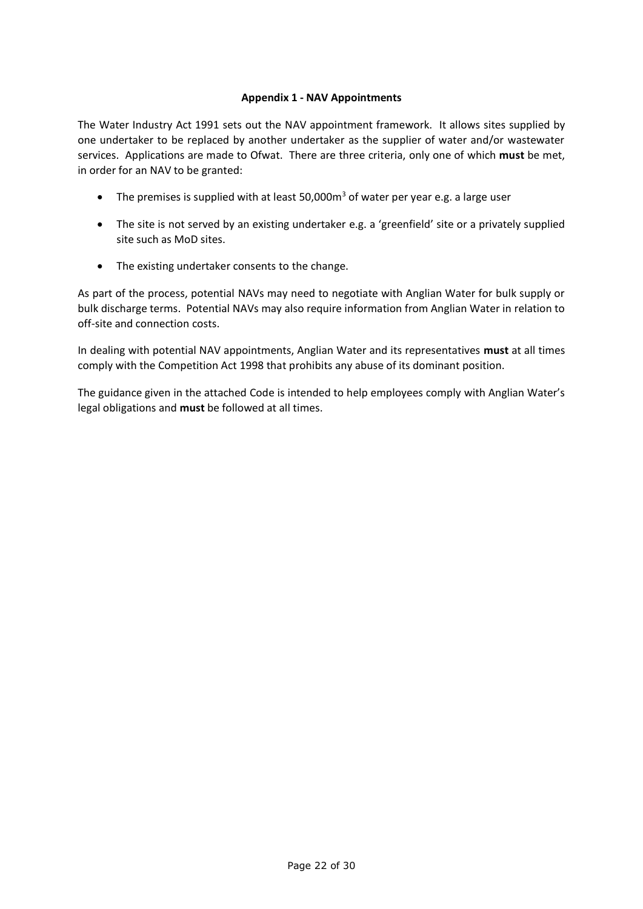## Appendix 1 - NAV Appointments

The Water Industry Act 1991 sets out the NAV appointment framework. It allows sites supplied by one undertaker to be replaced by another undertaker as the supplier of water and/or wastewater services. Applications are made to Ofwat. There are three criteria, only one of which **must** be met, in order for an NAV to be granted:

- The premises is supplied with at least 50,000m$^3$ of water per year e.g. a large user
- The site is not served by an existing undertaker e.g. a 'greenfield' site or a privately supplied site such as MoD sites.
- The existing undertaker consents to the change.

As part of the process, potential NAVs may need to negotiate with Anglian Water for bulk supply or bulk discharge terms. Potential NAVs may also require information from Anglian Water in relation to off-site and connection costs.

In dealing with potential NAV appointments, Anglian Water and its representatives **must** at all times comply with the Competition Act 1998 that prohibits any abuse of its dominant position.

The guidance given in the attached Code is intended to help employees comply with Anglian Water's legal obligations and **must** be followed at all times.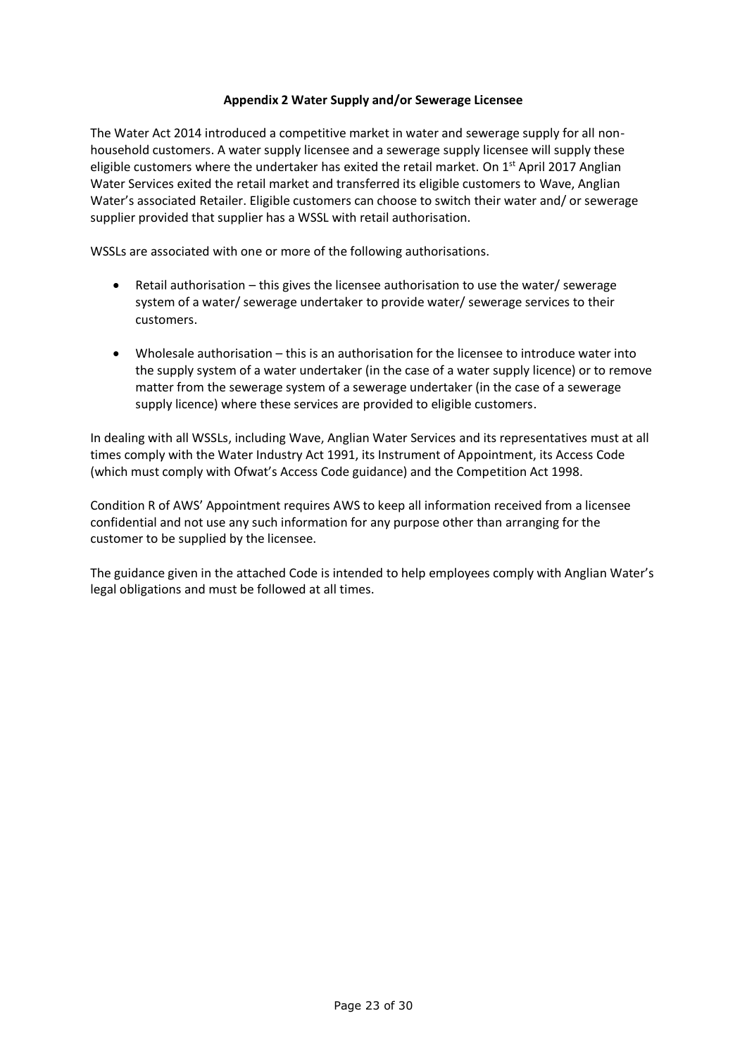## Appendix 2 Water Supply and/or Sewerage Licensee

The Water Act 2014 introduced a competitive market in water and sewerage supply for all non-household customers. A water supply licensee and a sewerage supply licensee will supply these eligible customers where the undertaker has exited the retail market. On 1st April 2017 Anglian Water Services exited the retail market and transferred its eligible customers to Wave, Anglian Water's associated Retailer. Eligible customers can choose to switch their water and/ or sewerage supplier provided that supplier has a WSSL with retail authorisation.

WSSLs are associated with one or more of the following authorisations.

- Retail authorisation – this gives the licensee authorisation to use the water/ sewerage system of a water/ sewerage undertaker to provide water/ sewerage services to their customers.

- Wholesale authorisation – this is an authorisation for the licensee to introduce water into the supply system of a water undertaker (in the case of a water supply licence) or to remove matter from the sewerage system of a sewerage undertaker (in the case of a sewerage supply licence) where these services are provided to eligible customers.

In dealing with all WSSLs, including Wave, Anglian Water Services and its representatives must at all times comply with the Water Industry Act 1991, its Instrument of Appointment, its Access Code (which must comply with Ofwat's Access Code guidance) and the Competition Act 1998.

Condition R of AWS' Appointment requires AWS to keep all information received from a licensee confidential and not use any such information for any purpose other than arranging for the customer to be supplied by the licensee.

The guidance given in the attached Code is intended to help employees comply with Anglian Water's legal obligations and must be followed at all times.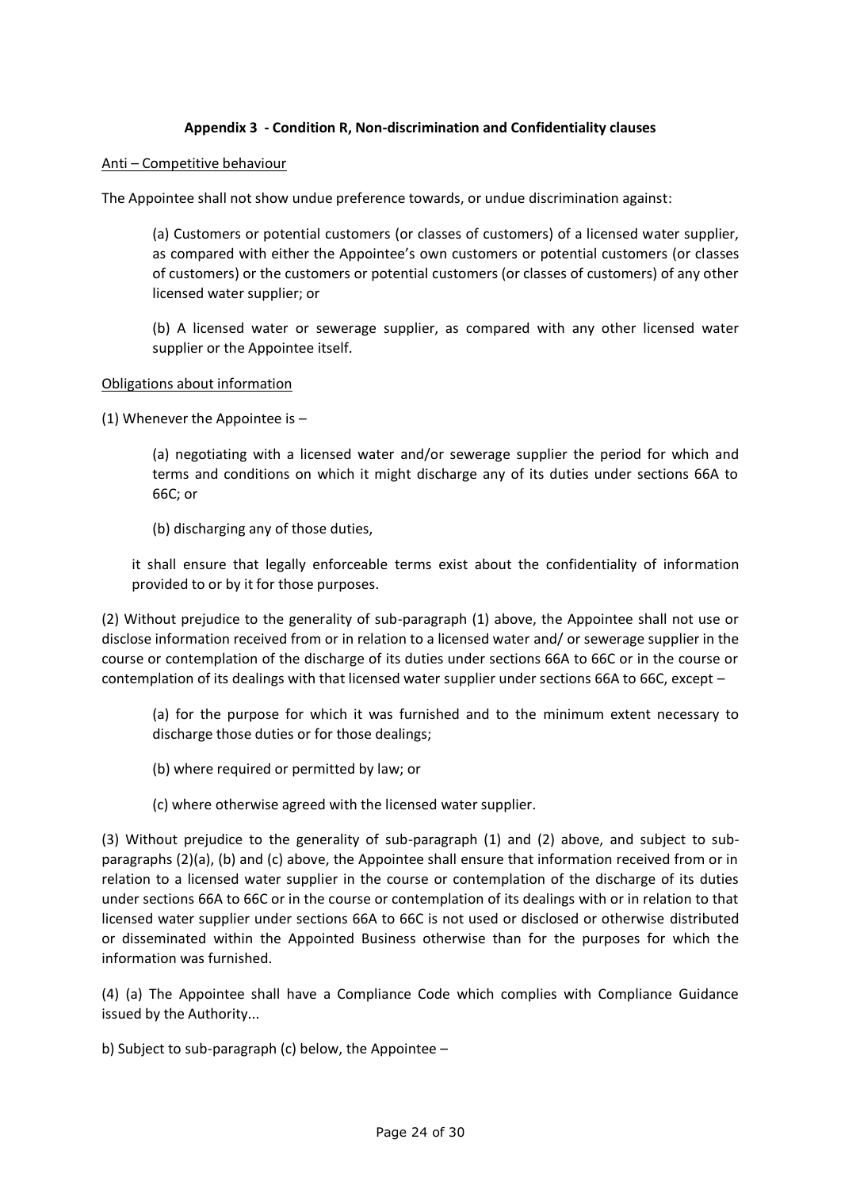## Appendix 3 - Condition R, Non-discrimination and Confidentiality clauses

Anti – Competitive behaviour

The Appointee shall not show undue preference towards, or undue discrimination against:

(a) Customers or potential customers (or classes of customers) of a licensed water supplier, as compared with either the Appointee's own customers or potential customers (or classes of customers) or the customers or potential customers (or classes of customers) of any other licensed water supplier; or

(b) A licensed water or sewerage supplier, as compared with any other licensed water supplier or the Appointee itself.

Obligations about information

(1) Whenever the Appointee is –

(a) negotiating with a licensed water and/or sewerage supplier the period for which and terms and conditions on which it might discharge any of its duties under sections 66A to 66C; or

(b) discharging any of those duties,

it shall ensure that legally enforceable terms exist about the confidentiality of information provided to or by it for those purposes.

(2) Without prejudice to the generality of sub-paragraph (1) above, the Appointee shall not use or disclose information received from or in relation to a licensed water and/ or sewerage supplier in the course or contemplation of the discharge of its duties under sections 66A to 66C or in the course or contemplation of its dealings with that licensed water supplier under sections 66A to 66C, except –

(a) for the purpose for which it was furnished and to the minimum extent necessary to discharge those duties or for those dealings;

(b) where required or permitted by law; or

(c) where otherwise agreed with the licensed water supplier.

(3) Without prejudice to the generality of sub-paragraph (1) and (2) above, and subject to sub-paragraphs (2)(a), (b) and (c) above, the Appointee shall ensure that information received from or in relation to a licensed water supplier in the course or contemplation of the discharge of its duties under sections 66A to 66C or in the course or contemplation of its dealings with or in relation to that licensed water supplier under sections 66A to 66C is not used or disclosed or otherwise distributed or disseminated within the Appointed Business otherwise than for the purposes for which the information was furnished.

(4) (a) The Appointee shall have a Compliance Code which complies with Compliance Guidance issued by the Authority...

b) Subject to sub-paragraph (c) below, the Appointee –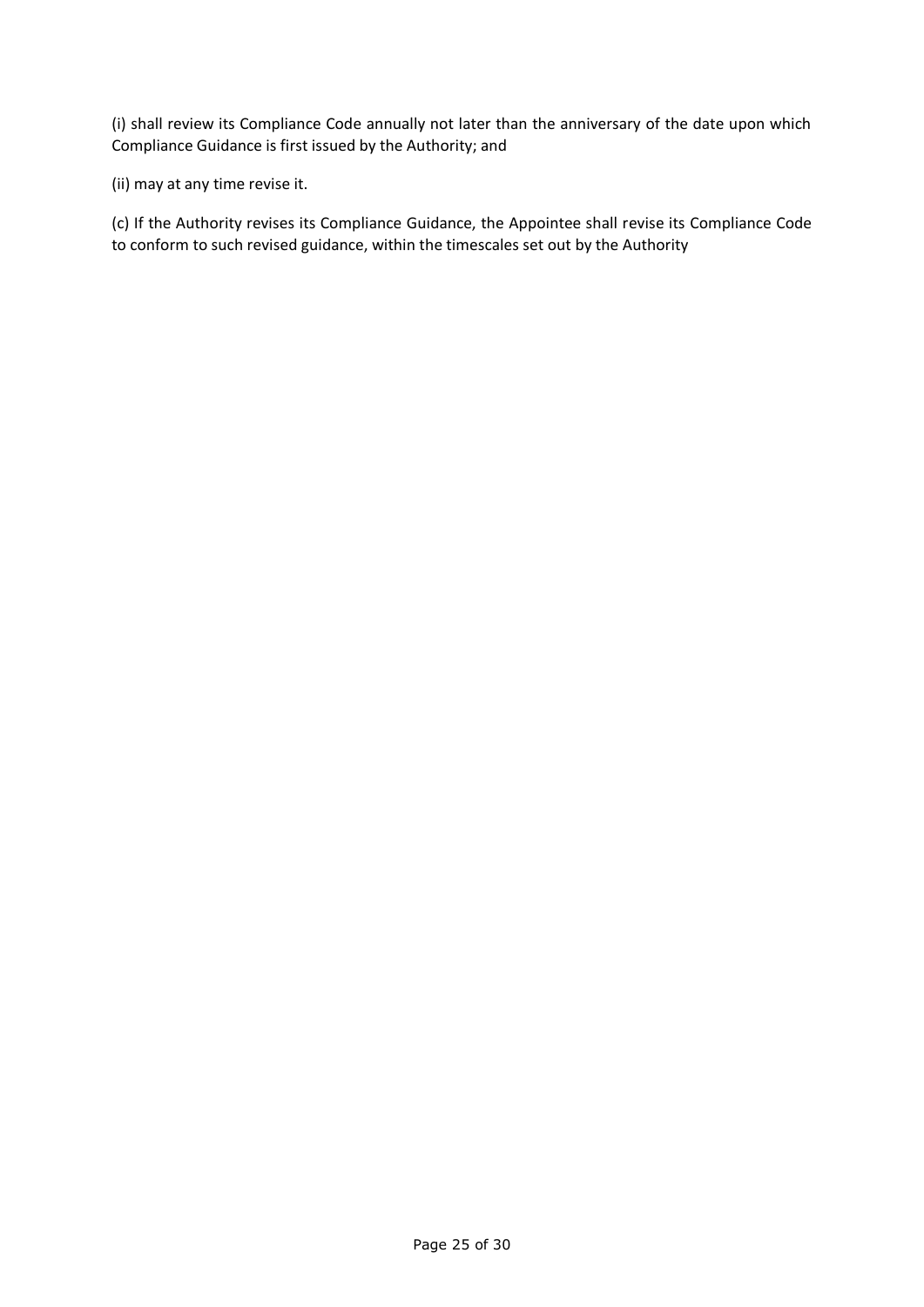(i) shall review its Compliance Code annually not later than the anniversary of the date upon which Compliance Guidance is first issued by the Authority; and

(ii) may at any time revise it.

(c) If the Authority revises its Compliance Guidance, the Appointee shall revise its Compliance Code to conform to such revised guidance, within the timescales set out by the Authority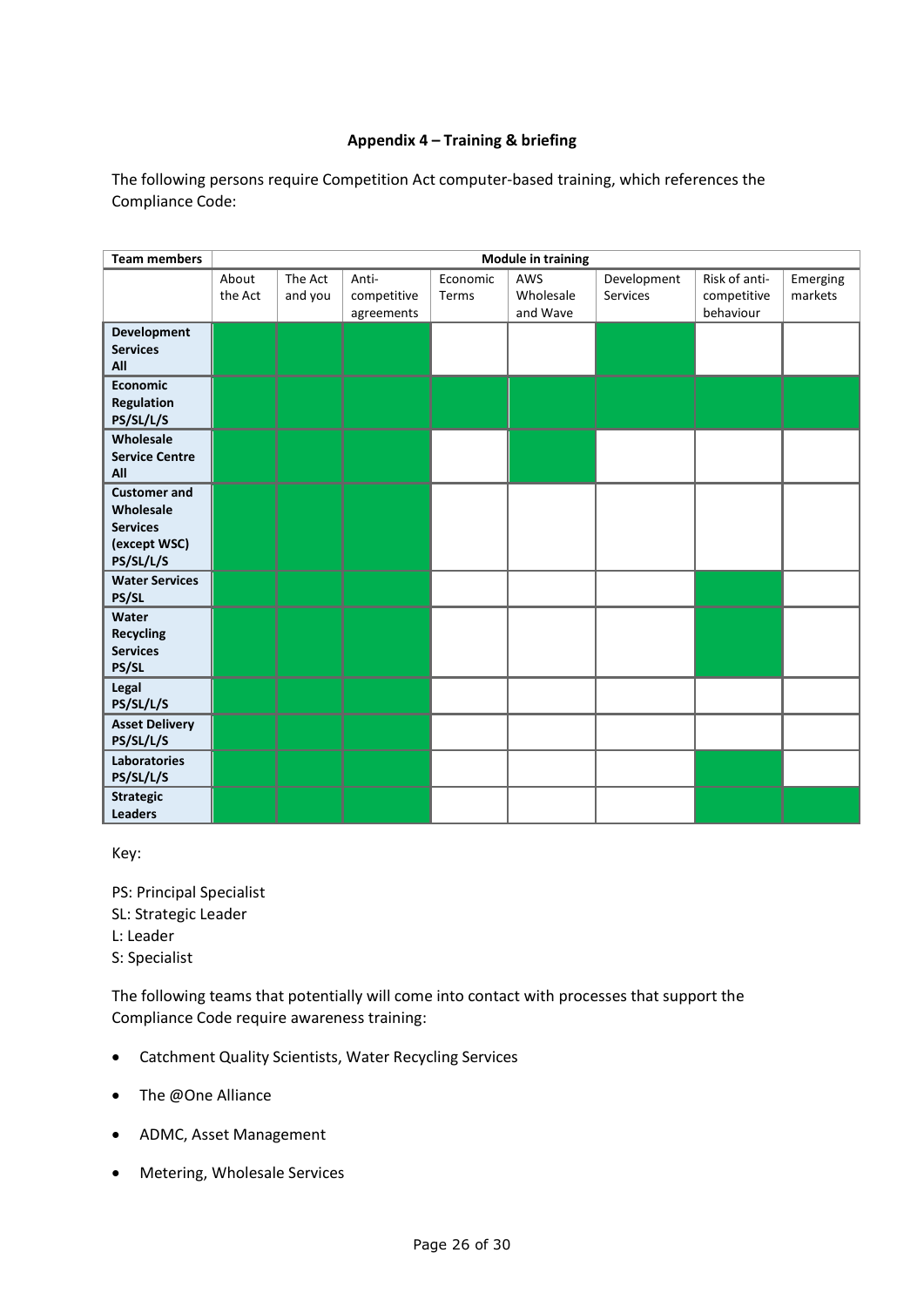## Appendix 4 – Training & briefing

The following persons require Competition Act computer-based training, which references the Compliance Code:

| Team members | Module in training | | | | | | | |
|---|---|---|---|---|---|---|---|---|
| | About the Act | The Act and you | Anti-competitive agreements | Economic Terms | AWS Wholesale and Wave | Development Services | Risk of anti-competitive behaviour | Emerging markets |
| **Development Services All** | ✓ | ✓ | ✓ | | | ✓ | | |
| **Economic Regulation PS/SL/L/S** | ✓ | ✓ | ✓ | ✓ | ✓ | ✓ | ✓ | ✓ |
| **Wholesale Service Centre All** | ✓ | ✓ | ✓ | | ✓ | | | |
| **Customer and Wholesale Services (except WSC) PS/SL/L/S** | ✓ | ✓ | ✓ | | | | | |
| **Water Services PS/SL** | ✓ | ✓ | ✓ | | | | ✓ | |
| **Water Recycling Services PS/SL** | ✓ | ✓ | ✓ | | | | ✓ | |
| **Legal PS/SL/L/S** | ✓ | ✓ | ✓ | | | | | |
| **Asset Delivery PS/SL/L/S** | ✓ | ✓ | ✓ | | | | | |
| **Laboratories PS/SL/L/S** | ✓ | ✓ | ✓ | | | | ✓ | |
| **Strategic Leaders** | ✓ | ✓ | ✓ | | | | ✓ | ✓ |

Key:

PS: Principal Specialist
SL: Strategic Leader
L: Leader
S: Specialist

The following teams that potentially will come into contact with processes that support the Compliance Code require awareness training:

- Catchment Quality Scientists, Water Recycling Services
- The @One Alliance
- ADMC, Asset Management
- Metering, Wholesale Services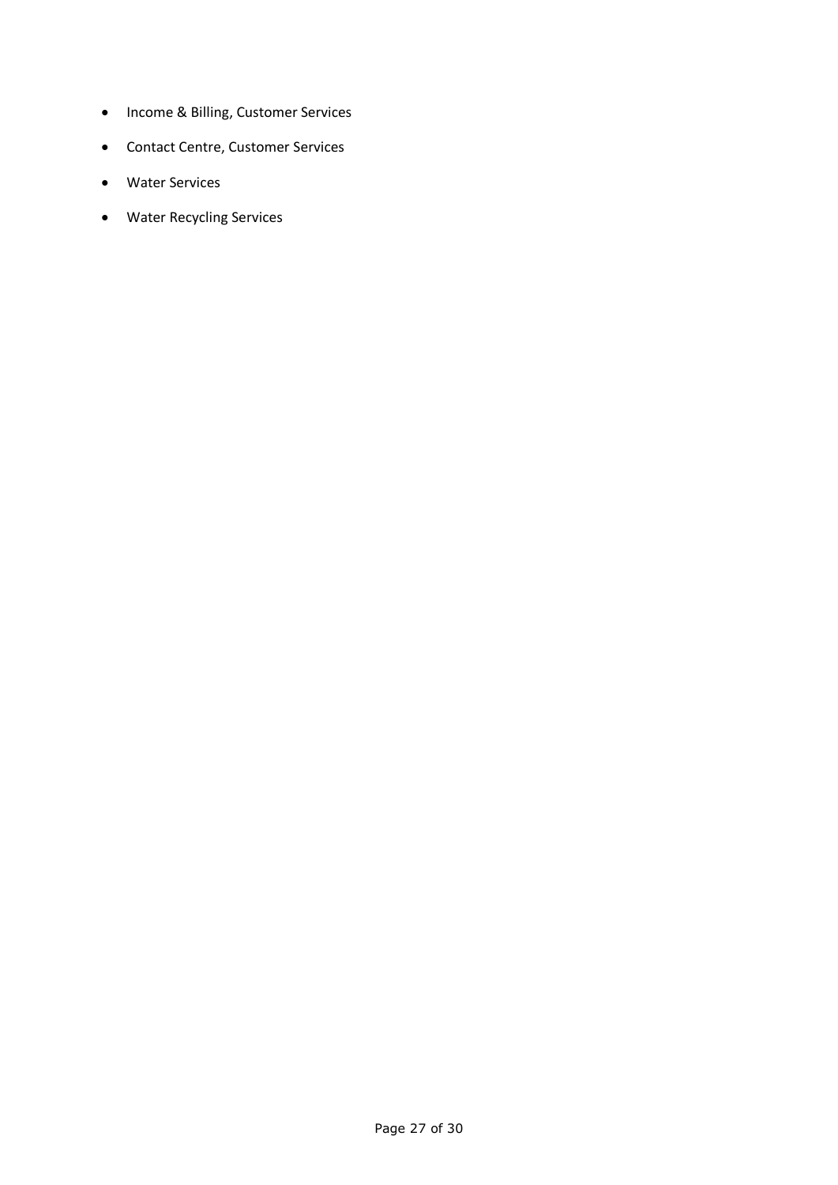- Income & Billing, Customer Services
- Contact Centre, Customer Services
- Water Services
- Water Recycling Services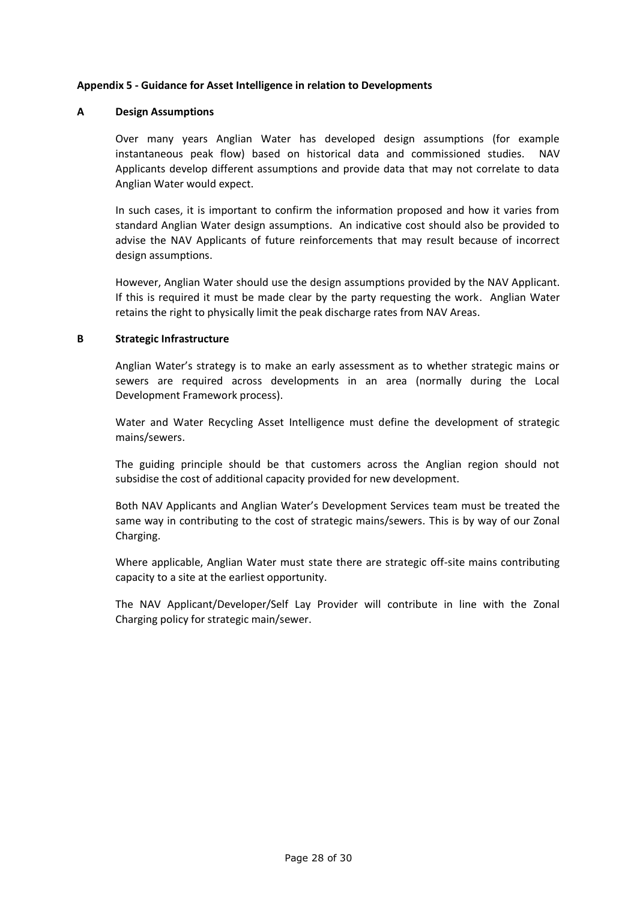**Appendix 5 - Guidance for Asset Intelligence in relation to Developments**

**A Design Assumptions**

Over many years Anglian Water has developed design assumptions (for example instantaneous peak flow) based on historical data and commissioned studies. NAV Applicants develop different assumptions and provide data that may not correlate to data Anglian Water would expect.

In such cases, it is important to confirm the information proposed and how it varies from standard Anglian Water design assumptions. An indicative cost should also be provided to advise the NAV Applicants of future reinforcements that may result because of incorrect design assumptions.

However, Anglian Water should use the design assumptions provided by the NAV Applicant. If this is required it must be made clear by the party requesting the work. Anglian Water retains the right to physically limit the peak discharge rates from NAV Areas.

**B Strategic Infrastructure**

Anglian Water's strategy is to make an early assessment as to whether strategic mains or sewers are required across developments in an area (normally during the Local Development Framework process).

Water and Water Recycling Asset Intelligence must define the development of strategic mains/sewers.

The guiding principle should be that customers across the Anglian region should not subsidise the cost of additional capacity provided for new development.

Both NAV Applicants and Anglian Water's Development Services team must be treated the same way in contributing to the cost of strategic mains/sewers. This is by way of our Zonal Charging.

Where applicable, Anglian Water must state there are strategic off-site mains contributing capacity to a site at the earliest opportunity.

The NAV Applicant/Developer/Self Lay Provider will contribute in line with the Zonal Charging policy for strategic main/sewer.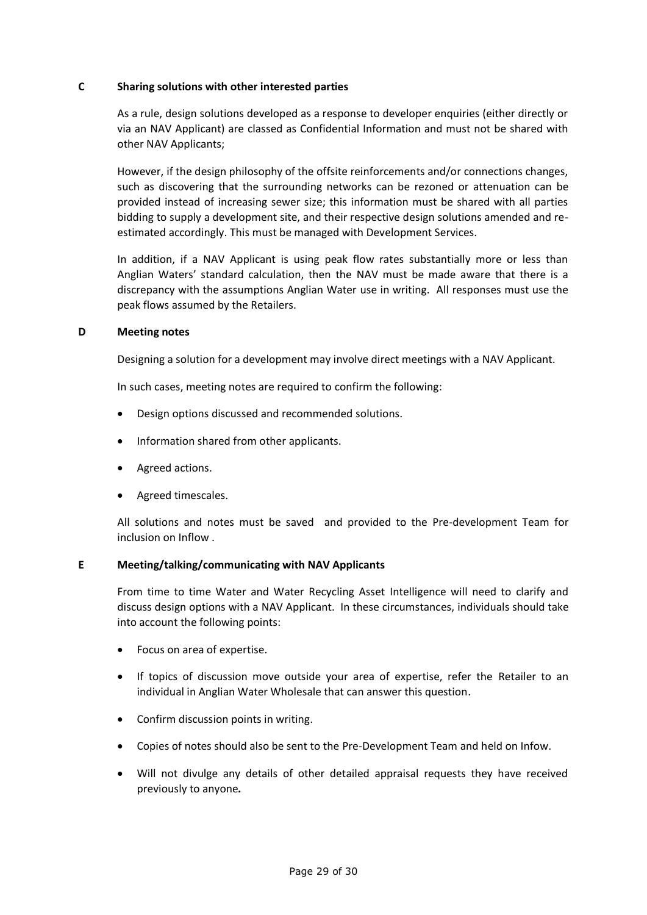## C Sharing solutions with other interested parties

As a rule, design solutions developed as a response to developer enquiries (either directly or via an NAV Applicant) are classed as Confidential Information and must not be shared with other NAV Applicants;

However, if the design philosophy of the offsite reinforcements and/or connections changes, such as discovering that the surrounding networks can be rezoned or attenuation can be provided instead of increasing sewer size; this information must be shared with all parties bidding to supply a development site, and their respective design solutions amended and re-estimated accordingly. This must be managed with Development Services.

In addition, if a NAV Applicant is using peak flow rates substantially more or less than Anglian Waters' standard calculation, then the NAV must be made aware that there is a discrepancy with the assumptions Anglian Water use in writing. All responses must use the peak flows assumed by the Retailers.

## D Meeting notes

Designing a solution for a development may involve direct meetings with a NAV Applicant.

In such cases, meeting notes are required to confirm the following:

- Design options discussed and recommended solutions.
- Information shared from other applicants.
- Agreed actions.
- Agreed timescales.

All solutions and notes must be saved and provided to the Pre-development Team for inclusion on Inflow .

## E Meeting/talking/communicating with NAV Applicants

From time to time Water and Water Recycling Asset Intelligence will need to clarify and discuss design options with a NAV Applicant. In these circumstances, individuals should take into account the following points:

- Focus on area of expertise.
- If topics of discussion move outside your area of expertise, refer the Retailer to an individual in Anglian Water Wholesale that can answer this question.
- Confirm discussion points in writing.
- Copies of notes should also be sent to the Pre-Development Team and held on Infow.
- Will not divulge any details of other detailed appraisal requests they have received previously to anyone***.***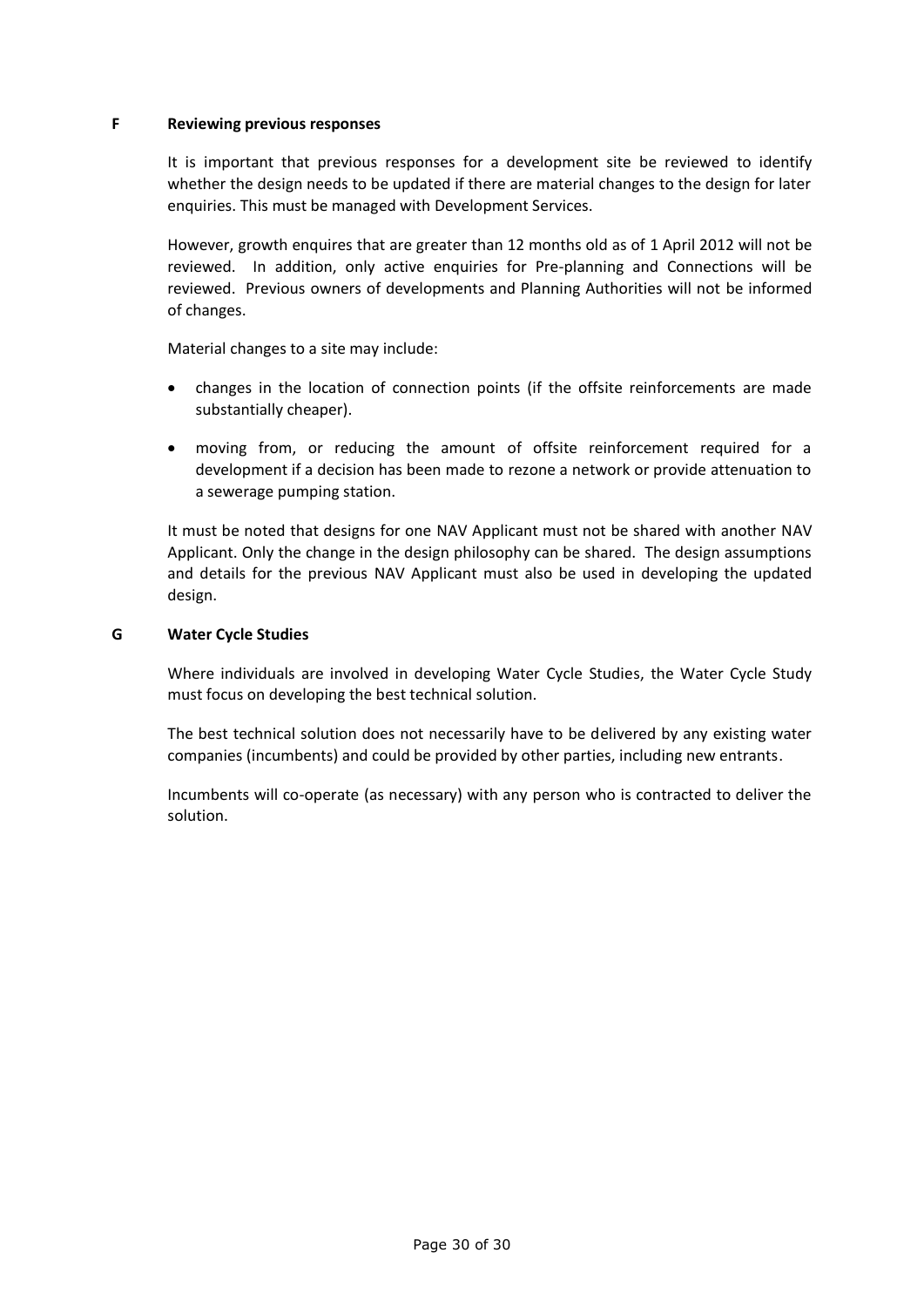## F Reviewing previous responses

It is important that previous responses for a development site be reviewed to identify whether the design needs to be updated if there are material changes to the design for later enquiries. This must be managed with Development Services.

However, growth enquires that are greater than 12 months old as of 1 April 2012 will not be reviewed. In addition, only active enquiries for Pre-planning and Connections will be reviewed. Previous owners of developments and Planning Authorities will not be informed of changes.

Material changes to a site may include:

- changes in the location of connection points (if the offsite reinforcements are made substantially cheaper).
- moving from, or reducing the amount of offsite reinforcement required for a development if a decision has been made to rezone a network or provide attenuation to a sewerage pumping station.

It must be noted that designs for one NAV Applicant must not be shared with another NAV Applicant. Only the change in the design philosophy can be shared. The design assumptions and details for the previous NAV Applicant must also be used in developing the updated design.

## G Water Cycle Studies

Where individuals are involved in developing Water Cycle Studies, the Water Cycle Study must focus on developing the best technical solution.

The best technical solution does not necessarily have to be delivered by any existing water companies (incumbents) and could be provided by other parties, including new entrants.

Incumbents will co-operate (as necessary) with any person who is contracted to deliver the solution.